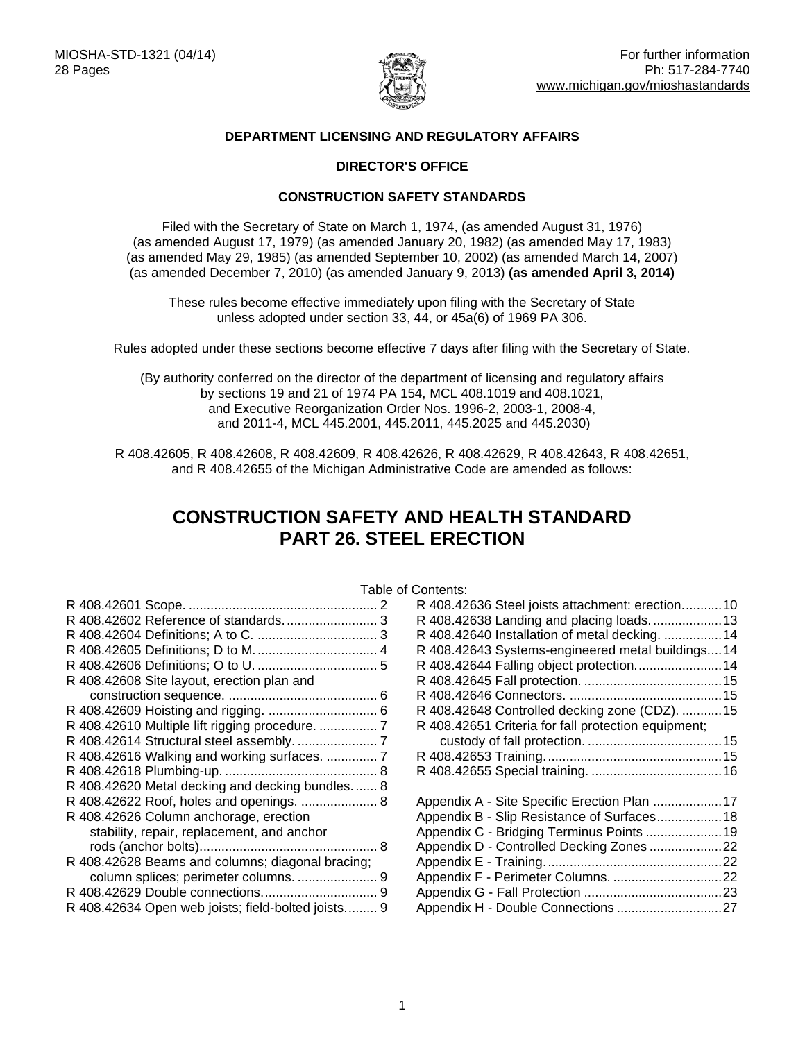MIOSHA-STD-1321 (04/14)
28 Pages

For further information
Ph: 517-284-7740
www.michigan.gov/mioshastandards

**DEPARTMENT LICENSING AND REGULATORY AFFAIRS**

**DIRECTOR'S OFFICE**

**CONSTRUCTION SAFETY STANDARDS**

Filed with the Secretary of State on March 1, 1974, (as amended August 31, 1976) (as amended August 17, 1979) (as amended January 20, 1982) (as amended May 17, 1983) (as amended May 29, 1985) (as amended September 10, 2002) (as amended March 14, 2007) (as amended December 7, 2010) (as amended January 9, 2013) **(as amended April 3, 2014)**

These rules become effective immediately upon filing with the Secretary of State unless adopted under section 33, 44, or 45a(6) of 1969 PA 306.

Rules adopted under these sections become effective 7 days after filing with the Secretary of State.

(By authority conferred on the director of the department of licensing and regulatory affairs by sections 19 and 21 of 1974 PA 154, MCL 408.1019 and 408.1021, and Executive Reorganization Order Nos. 1996-2, 2003-1, 2008-4, and 2011-4, MCL 445.2001, 445.2011, 445.2025 and 445.2030)

R 408.42605, R 408.42608, R 408.42609, R 408.42626, R 408.42629, R 408.42643, R 408.42651, and R 408.42655 of the Michigan Administrative Code are amended as follows:

# CONSTRUCTION SAFETY AND HEALTH STANDARD
# PART 26. STEEL ERECTION

Table of Contents:

- R 408.42601 Scope. .... 2
- R 408.42602 Reference of standards. .... 3
- R 408.42604 Definitions; A to C. .... 3
- R 408.42605 Definitions; D to M. .... 4
- R 408.42606 Definitions; O to U. .... 5
- R 408.42608 Site layout, erection plan and construction sequence. .... 6
- R 408.42609 Hoisting and rigging. .... 6
- R 408.42610 Multiple lift rigging procedure. .... 7
- R 408.42614 Structural steel assembly. .... 7
- R 408.42616 Walking and working surfaces. .... 7
- R 408.42618 Plumbing-up. .... 8
- R 408.42620 Metal decking and decking bundles. .... 8
- R 408.42622 Roof, holes and openings. .... 8
- R 408.42626 Column anchorage, erection stability, repair, replacement, and anchor rods (anchor bolts). .... 8
- R 408.42628 Beams and columns; diagonal bracing; column splices; perimeter columns. .... 9
- R 408.42629 Double connections. .... 9
- R 408.42634 Open web joists; field-bolted joists. .... 9
- R 408.42636 Steel joists attachment: erection. .... 10
- R 408.42638 Landing and placing loads. .... 13
- R 408.42640 Installation of metal decking. .... 14
- R 408.42643 Systems-engineered metal buildings. .... 14
- R 408.42644 Falling object protection. .... 14
- R 408.42645 Fall protection. .... 15
- R 408.42646 Connectors. .... 15
- R 408.42648 Controlled decking zone (CDZ). .... 15
- R 408.42651 Criteria for fall protection equipment; custody of fall protection. .... 15
- R 408.42653 Training. .... 15
- R 408.42655 Special training. .... 16

- Appendix A - Site Specific Erection Plan .... 17
- Appendix B - Slip Resistance of Surfaces .... 18
- Appendix C - Bridging Terminus Points .... 19
- Appendix D - Controlled Decking Zones .... 22
- Appendix E - Training. .... 22
- Appendix F - Perimeter Columns. .... 22
- Appendix G - Fall Protection .... 23
- Appendix H - Double Connections .... 27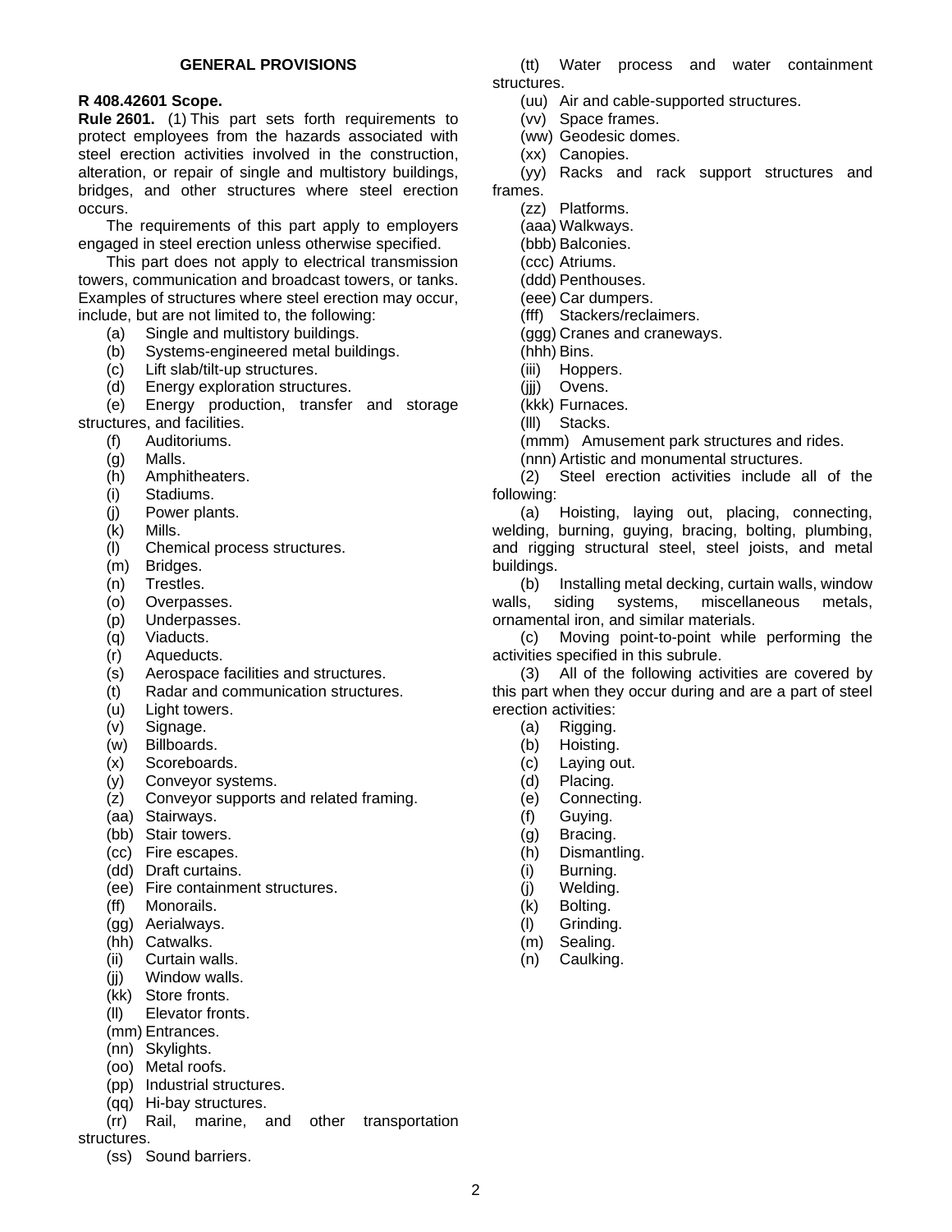## GENERAL PROVISIONS

**R 408.42601 Scope.**

**Rule 2601.** (1) This part sets forth requirements to protect employees from the hazards associated with steel erection activities involved in the construction, alteration, or repair of single and multistory buildings, bridges, and other structures where steel erection occurs.

The requirements of this part apply to employers engaged in steel erection unless otherwise specified.

This part does not apply to electrical transmission towers, communication and broadcast towers, or tanks. Examples of structures where steel erection may occur, include, but are not limited to, the following:

(a) Single and multistory buildings.
(b) Systems-engineered metal buildings.
(c) Lift slab/tilt-up structures.
(d) Energy exploration structures.
(e) Energy production, transfer and storage structures, and facilities.
(f) Auditoriums.
(g) Malls.
(h) Amphitheaters.
(i) Stadiums.
(j) Power plants.
(k) Mills.
(l) Chemical process structures.
(m) Bridges.
(n) Trestles.
(o) Overpasses.
(p) Underpasses.
(q) Viaducts.
(r) Aqueducts.
(s) Aerospace facilities and structures.
(t) Radar and communication structures.
(u) Light towers.
(v) Signage.
(w) Billboards.
(x) Scoreboards.
(y) Conveyor systems.
(z) Conveyor supports and related framing.
(aa) Stairways.
(bb) Stair towers.
(cc) Fire escapes.
(dd) Draft curtains.
(ee) Fire containment structures.
(ff) Monorails.
(gg) Aerialways.
(hh) Catwalks.
(ii) Curtain walls.
(jj) Window walls.
(kk) Store fronts.
(ll) Elevator fronts.
(mm) Entrances.
(nn) Skylights.
(oo) Metal roofs.
(pp) Industrial structures.
(qq) Hi-bay structures.
(rr) Rail, marine, and other transportation structures.
(ss) Sound barriers.
(tt) Water process and water containment structures.
(uu) Air and cable-supported structures.
(vv) Space frames.
(ww) Geodesic domes.
(xx) Canopies.
(yy) Racks and rack support structures and frames.
(zz) Platforms.
(aaa) Walkways.
(bbb) Balconies.
(ccc) Atriums.
(ddd) Penthouses.
(eee) Car dumpers.
(fff) Stackers/reclaimers.
(ggg) Cranes and craneways.
(hhh) Bins.
(iii) Hoppers.
(jjj) Ovens.
(kkk) Furnaces.
(lll) Stacks.
(mmm) Amusement park structures and rides.
(nnn) Artistic and monumental structures.

(2) Steel erection activities include all of the following:

(a) Hoisting, laying out, placing, connecting, welding, burning, guying, bracing, bolting, plumbing, and rigging structural steel, steel joists, and metal buildings.

(b) Installing metal decking, curtain walls, window walls, siding systems, miscellaneous metals, ornamental iron, and similar materials.

(c) Moving point-to-point while performing the activities specified in this subrule.

(3) All of the following activities are covered by this part when they occur during and are a part of steel erection activities:

(a) Rigging.
(b) Hoisting.
(c) Laying out.
(d) Placing.
(e) Connecting.
(f) Guying.
(g) Bracing.
(h) Dismantling.
(i) Burning.
(j) Welding.
(k) Bolting.
(l) Grinding.
(m) Sealing.
(n) Caulking.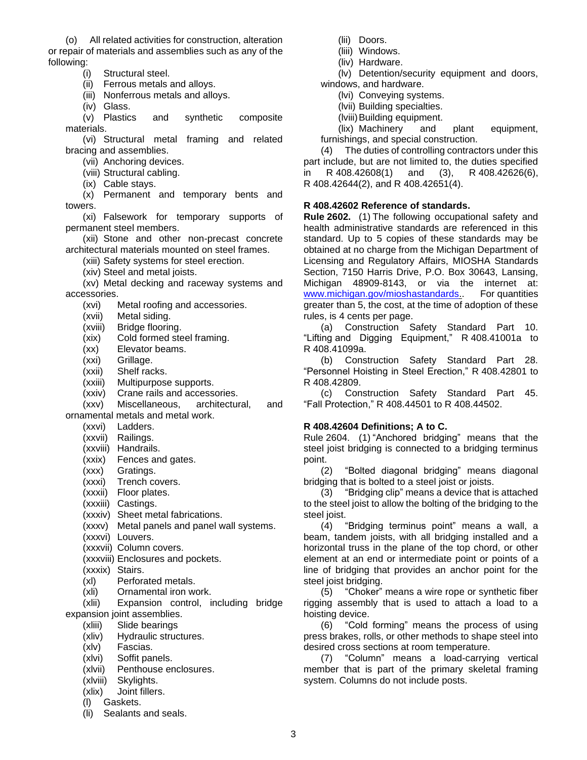(o) All related activities for construction, alteration or repair of materials and assemblies such as any of the following:

(i) Structural steel.

(ii) Ferrous metals and alloys.

(iii) Nonferrous metals and alloys.

(iv) Glass.

(v) Plastics and synthetic composite materials.

(vi) Structural metal framing and related bracing and assemblies.

(vii) Anchoring devices.

(viii) Structural cabling.

(ix) Cable stays.

(x) Permanent and temporary bents and towers.

(xi) Falsework for temporary supports of permanent steel members.

(xii) Stone and other non-precast concrete architectural materials mounted on steel frames.

(xiii) Safety systems for steel erection.

(xiv) Steel and metal joists.

(xv) Metal decking and raceway systems and accessories.

(xvi) Metal roofing and accessories.

(xvii) Metal siding.

(xviii) Bridge flooring.

(xix) Cold formed steel framing.

(xx) Elevator beams.

(xxi) Grillage.

(xxii) Shelf racks.

(xxiii) Multipurpose supports.

(xxiv) Crane rails and accessories.

(xxv) Miscellaneous, architectural, and ornamental metals and metal work.

(xxvi) Ladders.

(xxvii) Railings.

(xxviii) Handrails.

(xxix) Fences and gates.

(xxx) Gratings.

(xxxi) Trench covers.

(xxxii) Floor plates.

(xxxiii) Castings.

(xxxiv) Sheet metal fabrications.

(xxxv) Metal panels and panel wall systems.

(xxxvi) Louvers.

(xxxvii) Column covers.

(xxxviii) Enclosures and pockets.

(xxxix) Stairs.

(xl) Perforated metals.

(xli) Ornamental iron work.

(xlii) Expansion control, including bridge expansion joint assemblies.

(xliii) Slide bearings

(xliv) Hydraulic structures.

(xlv) Fascias.

(xlvi) Soffit panels.

(xlvii) Penthouse enclosures.

(xlviii) Skylights.

(xlix) Joint fillers.

(l) Gaskets.

(li) Sealants and seals.

(lii) Doors.

(liii) Windows.

(liv) Hardware.

(lv) Detention/security equipment and doors, windows, and hardware.

(lvi) Conveying systems.

(lvii) Building specialties.

(lviii) Building equipment.

(lix) Machinery and plant equipment, furnishings, and special construction.

(4) The duties of controlling contractors under this part include, but are not limited to, the duties specified in R 408.42608(1) and (3), R 408.42626(6), R 408.42644(2), and R 408.42651(4).

**R 408.42602 Reference of standards.**

**Rule 2602.** (1) The following occupational safety and health administrative standards are referenced in this standard. Up to 5 copies of these standards may be obtained at no charge from the Michigan Department of Licensing and Regulatory Affairs, MIOSHA Standards Section, 7150 Harris Drive, P.O. Box 30643, Lansing, Michigan 48909-8143, or via the internet at: www.michigan.gov/mioshastandards.. For quantities greater than 5, the cost, at the time of adoption of these rules, is 4 cents per page.

(a) Construction Safety Standard Part 10. “Lifting and Digging Equipment,” R 408.41001a to R 408.41099a.

(b) Construction Safety Standard Part 28. “Personnel Hoisting in Steel Erection,” R 408.42801 to R 408.42809.

(c) Construction Safety Standard Part 45. “Fall Protection,” R 408.44501 to R 408.44502.

**R 408.42604 Definitions; A to C.**

Rule 2604. (1) “Anchored bridging” means that the steel joist bridging is connected to a bridging terminus point.

(2) “Bolted diagonal bridging” means diagonal bridging that is bolted to a steel joist or joists.

(3) “Bridging clip” means a device that is attached to the steel joist to allow the bolting of the bridging to the steel joist.

(4) “Bridging terminus point” means a wall, a beam, tandem joists, with all bridging installed and a horizontal truss in the plane of the top chord, or other element at an end or intermediate point or points of a line of bridging that provides an anchor point for the steel joist bridging.

(5) “Choker” means a wire rope or synthetic fiber rigging assembly that is used to attach a load to a hoisting device.

(6) “Cold forming” means the process of using press brakes, rolls, or other methods to shape steel into desired cross sections at room temperature.

(7) “Column” means a load-carrying vertical member that is part of the primary skeletal framing system. Columns do not include posts.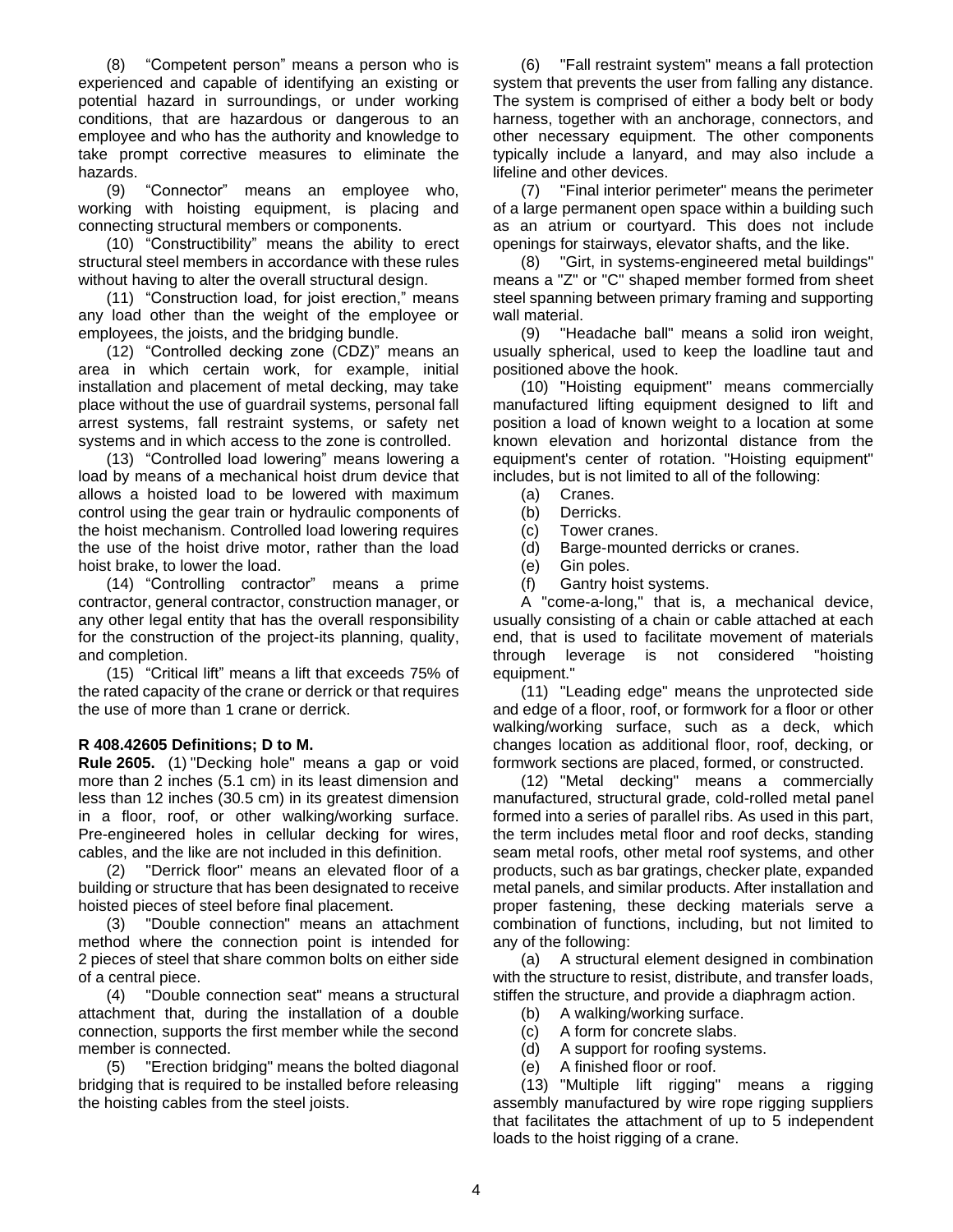(8) "Competent person" means a person who is experienced and capable of identifying an existing or potential hazard in surroundings, or under working conditions, that are hazardous or dangerous to an employee and who has the authority and knowledge to take prompt corrective measures to eliminate the hazards.

(9) "Connector" means an employee who, working with hoisting equipment, is placing and connecting structural members or components.

(10) "Constructibility" means the ability to erect structural steel members in accordance with these rules without having to alter the overall structural design.

(11) "Construction load, for joist erection," means any load other than the weight of the employee or employees, the joists, and the bridging bundle.

(12) "Controlled decking zone (CDZ)" means an area in which certain work, for example, initial installation and placement of metal decking, may take place without the use of guardrail systems, personal fall arrest systems, fall restraint systems, or safety net systems and in which access to the zone is controlled.

(13) "Controlled load lowering" means lowering a load by means of a mechanical hoist drum device that allows a hoisted load to be lowered with maximum control using the gear train or hydraulic components of the hoist mechanism. Controlled load lowering requires the use of the hoist drive motor, rather than the load hoist brake, to lower the load.

(14) "Controlling contractor" means a prime contractor, general contractor, construction manager, or any other legal entity that has the overall responsibility for the construction of the project-its planning, quality, and completion.

(15) "Critical lift" means a lift that exceeds 75% of the rated capacity of the crane or derrick or that requires the use of more than 1 crane or derrick.

**R 408.42605 Definitions; D to M.**

**Rule 2605.** (1) "Decking hole" means a gap or void more than 2 inches (5.1 cm) in its least dimension and less than 12 inches (30.5 cm) in its greatest dimension in a floor, roof, or other walking/working surface. Pre-engineered holes in cellular decking for wires, cables, and the like are not included in this definition.

(2) "Derrick floor" means an elevated floor of a building or structure that has been designated to receive hoisted pieces of steel before final placement.

(3) "Double connection" means an attachment method where the connection point is intended for 2 pieces of steel that share common bolts on either side of a central piece.

(4) "Double connection seat" means a structural attachment that, during the installation of a double connection, supports the first member while the second member is connected.

(5) "Erection bridging" means the bolted diagonal bridging that is required to be installed before releasing the hoisting cables from the steel joists.

(6) "Fall restraint system" means a fall protection system that prevents the user from falling any distance. The system is comprised of either a body belt or body harness, together with an anchorage, connectors, and other necessary equipment. The other components typically include a lanyard, and may also include a lifeline and other devices.

(7) "Final interior perimeter" means the perimeter of a large permanent open space within a building such as an atrium or courtyard. This does not include openings for stairways, elevator shafts, and the like.

(8) "Girt, in systems-engineered metal buildings" means a "Z" or "C" shaped member formed from sheet steel spanning between primary framing and supporting wall material.

(9) "Headache ball" means a solid iron weight, usually spherical, used to keep the loadline taut and positioned above the hook.

(10) "Hoisting equipment" means commercially manufactured lifting equipment designed to lift and position a load of known weight to a location at some known elevation and horizontal distance from the equipment's center of rotation. "Hoisting equipment" includes, but is not limited to all of the following:

(a) Cranes.
(b) Derricks.
(c) Tower cranes.
(d) Barge-mounted derricks or cranes.
(e) Gin poles.
(f) Gantry hoist systems.

A "come-a-long," that is, a mechanical device, usually consisting of a chain or cable attached at each end, that is used to facilitate movement of materials through leverage is not considered "hoisting equipment."

(11) "Leading edge" means the unprotected side and edge of a floor, roof, or formwork for a floor or other walking/working surface, such as a deck, which changes location as additional floor, roof, decking, or formwork sections are placed, formed, or constructed.

(12) "Metal decking" means a commercially manufactured, structural grade, cold-rolled metal panel formed into a series of parallel ribs. As used in this part, the term includes metal floor and roof decks, standing seam metal roofs, other metal roof systems, and other products, such as bar gratings, checker plate, expanded metal panels, and similar products. After installation and proper fastening, these decking materials serve a combination of functions, including, but not limited to any of the following:

(a) A structural element designed in combination with the structure to resist, distribute, and transfer loads, stiffen the structure, and provide a diaphragm action.
(b) A walking/working surface.
(c) A form for concrete slabs.
(d) A support for roofing systems.
(e) A finished floor or roof.

(13) "Multiple lift rigging" means a rigging assembly manufactured by wire rope rigging suppliers that facilitates the attachment of up to 5 independent loads to the hoist rigging of a crane.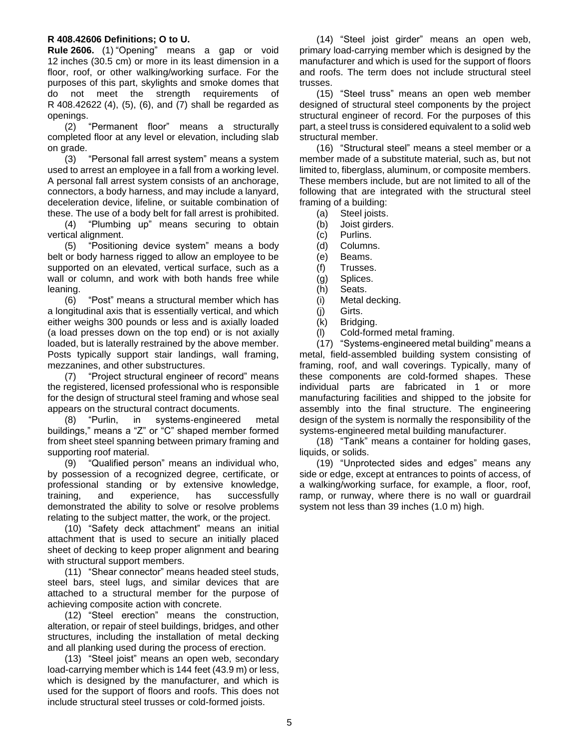**R 408.42606 Definitions; O to U.**

**Rule 2606.** (1) "Opening" means a gap or void 12 inches (30.5 cm) or more in its least dimension in a floor, roof, or other walking/working surface. For the purposes of this part, skylights and smoke domes that do not meet the strength requirements of R 408.42622 (4), (5), (6), and (7) shall be regarded as openings.

(2) "Permanent floor" means a structurally completed floor at any level or elevation, including slab on grade.

(3) "Personal fall arrest system" means a system used to arrest an employee in a fall from a working level. A personal fall arrest system consists of an anchorage, connectors, a body harness, and may include a lanyard, deceleration device, lifeline, or suitable combination of these. The use of a body belt for fall arrest is prohibited.

(4) "Plumbing up" means securing to obtain vertical alignment.

(5) "Positioning device system" means a body belt or body harness rigged to allow an employee to be supported on an elevated, vertical surface, such as a wall or column, and work with both hands free while leaning.

(6) "Post" means a structural member which has a longitudinal axis that is essentially vertical, and which either weighs 300 pounds or less and is axially loaded (a load presses down on the top end) or is not axially loaded, but is laterally restrained by the above member. Posts typically support stair landings, wall framing, mezzanines, and other substructures.

(7) "Project structural engineer of record" means the registered, licensed professional who is responsible for the design of structural steel framing and whose seal appears on the structural contract documents.

(8) "Purlin, in systems-engineered metal buildings," means a "Z" or "C" shaped member formed from sheet steel spanning between primary framing and supporting roof material.

(9) "Qualified person" means an individual who, by possession of a recognized degree, certificate, or professional standing or by extensive knowledge, training, and experience, has successfully demonstrated the ability to solve or resolve problems relating to the subject matter, the work, or the project.

(10) "Safety deck attachment" means an initial attachment that is used to secure an initially placed sheet of decking to keep proper alignment and bearing with structural support members.

(11) "Shear connector" means headed steel studs, steel bars, steel lugs, and similar devices that are attached to a structural member for the purpose of achieving composite action with concrete.

(12) "Steel erection" means the construction, alteration, or repair of steel buildings, bridges, and other structures, including the installation of metal decking and all planking used during the process of erection.

(13) "Steel joist" means an open web, secondary load-carrying member which is 144 feet (43.9 m) or less, which is designed by the manufacturer, and which is used for the support of floors and roofs. This does not include structural steel trusses or cold-formed joists.

(14) "Steel joist girder" means an open web, primary load-carrying member which is designed by the manufacturer and which is used for the support of floors and roofs. The term does not include structural steel trusses.

(15) "Steel truss" means an open web member designed of structural steel components by the project structural engineer of record. For the purposes of this part, a steel truss is considered equivalent to a solid web structural member.

(16) "Structural steel" means a steel member or a member made of a substitute material, such as, but not limited to, fiberglass, aluminum, or composite members. These members include, but are not limited to all of the following that are integrated with the structural steel framing of a building:

(a) Steel joists.
(b) Joist girders.
(c) Purlins.
(d) Columns.
(e) Beams.
(f) Trusses.
(g) Splices.
(h) Seats.
(i) Metal decking.
(j) Girts.
(k) Bridging.
(l) Cold-formed metal framing.

(17) "Systems-engineered metal building" means a metal, field-assembled building system consisting of framing, roof, and wall coverings. Typically, many of these components are cold-formed shapes. These individual parts are fabricated in 1 or more manufacturing facilities and shipped to the jobsite for assembly into the final structure. The engineering design of the system is normally the responsibility of the systems-engineered metal building manufacturer.

(18) "Tank" means a container for holding gases, liquids, or solids.

(19) "Unprotected sides and edges" means any side or edge, except at entrances to points of access, of a walking/working surface, for example, a floor, roof, ramp, or runway, where there is no wall or guardrail system not less than 39 inches (1.0 m) high.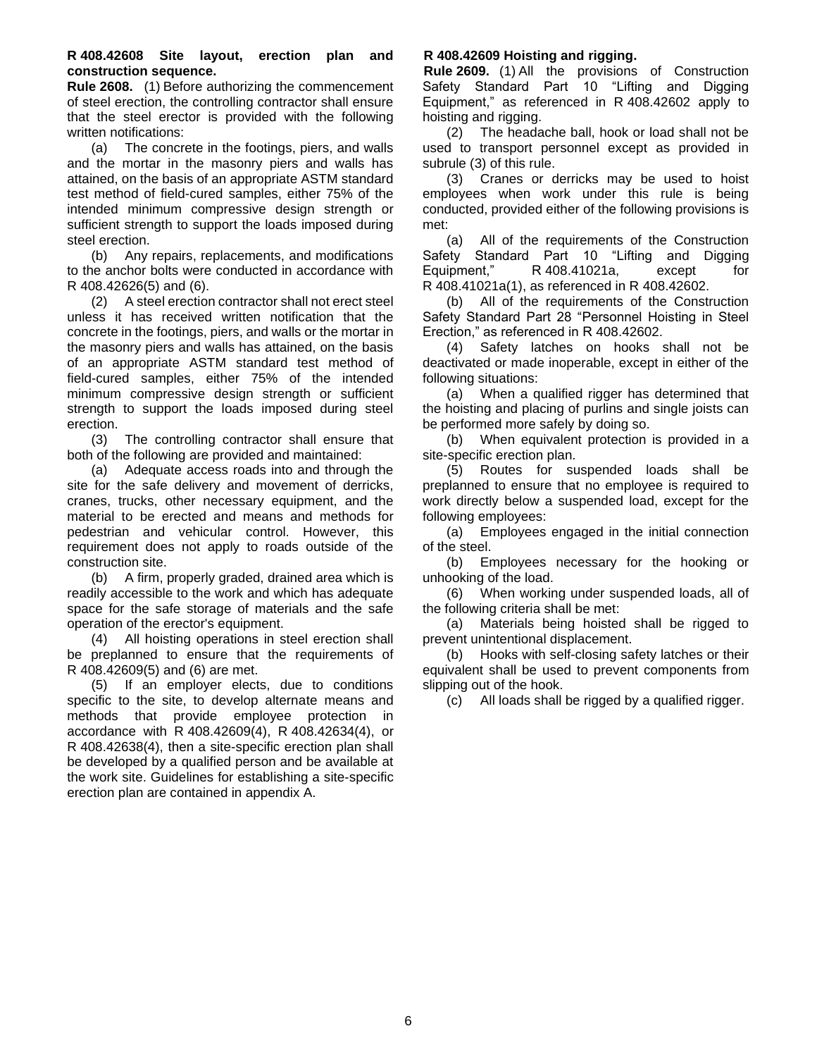**R 408.42608 Site layout, erection plan and construction sequence.**

**Rule 2608.** (1) Before authorizing the commencement of steel erection, the controlling contractor shall ensure that the steel erector is provided with the following written notifications:

(a) The concrete in the footings, piers, and walls and the mortar in the masonry piers and walls has attained, on the basis of an appropriate ASTM standard test method of field-cured samples, either 75% of the intended minimum compressive design strength or sufficient strength to support the loads imposed during steel erection.

(b) Any repairs, replacements, and modifications to the anchor bolts were conducted in accordance with R 408.42626(5) and (6).

(2) A steel erection contractor shall not erect steel unless it has received written notification that the concrete in the footings, piers, and walls or the mortar in the masonry piers and walls has attained, on the basis of an appropriate ASTM standard test method of field-cured samples, either 75% of the intended minimum compressive design strength or sufficient strength to support the loads imposed during steel erection.

(3) The controlling contractor shall ensure that both of the following are provided and maintained:

(a) Adequate access roads into and through the site for the safe delivery and movement of derricks, cranes, trucks, other necessary equipment, and the material to be erected and means and methods for pedestrian and vehicular control. However, this requirement does not apply to roads outside of the construction site.

(b) A firm, properly graded, drained area which is readily accessible to the work and which has adequate space for the safe storage of materials and the safe operation of the erector's equipment.

(4) All hoisting operations in steel erection shall be preplanned to ensure that the requirements of R 408.42609(5) and (6) are met.

(5) If an employer elects, due to conditions specific to the site, to develop alternate means and methods that provide employee protection in accordance with R 408.42609(4), R 408.42634(4), or R 408.42638(4), then a site-specific erection plan shall be developed by a qualified person and be available at the work site. Guidelines for establishing a site-specific erection plan are contained in appendix A.

**R 408.42609 Hoisting and rigging.**

**Rule 2609.** (1) All the provisions of Construction Safety Standard Part 10 "Lifting and Digging Equipment," as referenced in R 408.42602 apply to hoisting and rigging.

(2) The headache ball, hook or load shall not be used to transport personnel except as provided in subrule (3) of this rule.

(3) Cranes or derricks may be used to hoist employees when work under this rule is being conducted, provided either of the following provisions is met:

(a) All of the requirements of the Construction Safety Standard Part 10 "Lifting and Digging Equipment," R 408.41021a, except for R 408.41021a(1), as referenced in R 408.42602.

(b) All of the requirements of the Construction Safety Standard Part 28 "Personnel Hoisting in Steel Erection," as referenced in R 408.42602.

(4) Safety latches on hooks shall not be deactivated or made inoperable, except in either of the following situations:

(a) When a qualified rigger has determined that the hoisting and placing of purlins and single joists can be performed more safely by doing so.

(b) When equivalent protection is provided in a site-specific erection plan.

(5) Routes for suspended loads shall be preplanned to ensure that no employee is required to work directly below a suspended load, except for the following employees:

(a) Employees engaged in the initial connection of the steel.

(b) Employees necessary for the hooking or unhooking of the load.

(6) When working under suspended loads, all of the following criteria shall be met:

(a) Materials being hoisted shall be rigged to prevent unintentional displacement.

(b) Hooks with self-closing safety latches or their equivalent shall be used to prevent components from slipping out of the hook.

(c) All loads shall be rigged by a qualified rigger.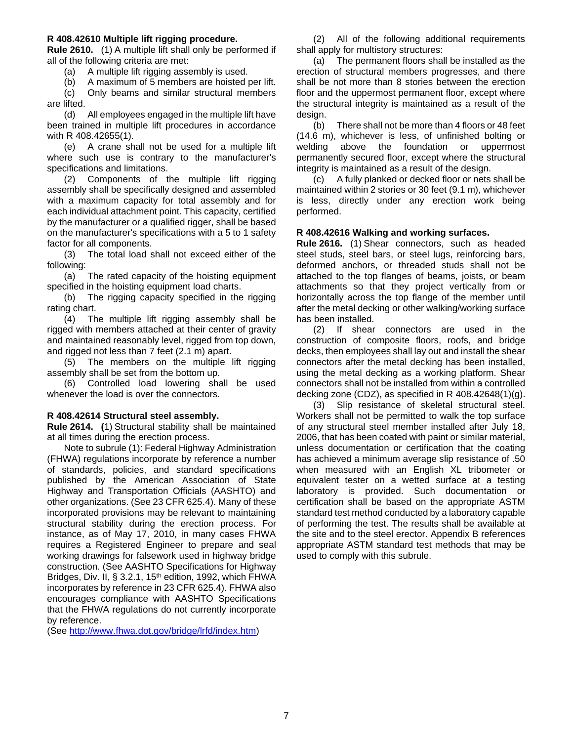**R 408.42610 Multiple lift rigging procedure.**

**Rule 2610.** (1) A multiple lift shall only be performed if all of the following criteria are met:

(a) A multiple lift rigging assembly is used.

(b) A maximum of 5 members are hoisted per lift.

(c) Only beams and similar structural members are lifted.

(d) All employees engaged in the multiple lift have been trained in multiple lift procedures in accordance with R 408.42655(1).

(e) A crane shall not be used for a multiple lift where such use is contrary to the manufacturer's specifications and limitations.

(2) Components of the multiple lift rigging assembly shall be specifically designed and assembled with a maximum capacity for total assembly and for each individual attachment point. This capacity, certified by the manufacturer or a qualified rigger, shall be based on the manufacturer's specifications with a 5 to 1 safety factor for all components.

(3) The total load shall not exceed either of the following:

(a) The rated capacity of the hoisting equipment specified in the hoisting equipment load charts.

(b) The rigging capacity specified in the rigging rating chart.

(4) The multiple lift rigging assembly shall be rigged with members attached at their center of gravity and maintained reasonably level, rigged from top down, and rigged not less than 7 feet (2.1 m) apart.

(5) The members on the multiple lift rigging assembly shall be set from the bottom up.

(6) Controlled load lowering shall be used whenever the load is over the connectors.

**R 408.42614 Structural steel assembly.**

**Rule 2614. (**1) Structural stability shall be maintained at all times during the erection process.

Note to subrule (1): Federal Highway Administration (FHWA) regulations incorporate by reference a number of standards, policies, and standard specifications published by the American Association of State Highway and Transportation Officials (AASHTO) and other organizations. (See 23 CFR 625.4). Many of these incorporated provisions may be relevant to maintaining structural stability during the erection process. For instance, as of May 17, 2010, in many cases FHWA requires a Registered Engineer to prepare and seal working drawings for falsework used in highway bridge construction. (See AASHTO Specifications for Highway Bridges, Div. II, § 3.2.1, 15th edition, 1992, which FHWA incorporates by reference in 23 CFR 625.4). FHWA also encourages compliance with AASHTO Specifications that the FHWA regulations do not currently incorporate by reference.
(See http://www.fhwa.dot.gov/bridge/lrfd/index.htm)

(2) All of the following additional requirements shall apply for multistory structures:

(a) The permanent floors shall be installed as the erection of structural members progresses, and there shall be not more than 8 stories between the erection floor and the uppermost permanent floor, except where the structural integrity is maintained as a result of the design.

(b) There shall not be more than 4 floors or 48 feet (14.6 m), whichever is less, of unfinished bolting or welding above the foundation or uppermost permanently secured floor, except where the structural integrity is maintained as a result of the design.

(c) A fully planked or decked floor or nets shall be maintained within 2 stories or 30 feet (9.1 m), whichever is less, directly under any erection work being performed.

**R 408.42616 Walking and working surfaces.**

**Rule 2616.** (1) Shear connectors, such as headed steel studs, steel bars, or steel lugs, reinforcing bars, deformed anchors, or threaded studs shall not be attached to the top flanges of beams, joists, or beam attachments so that they project vertically from or horizontally across the top flange of the member until after the metal decking or other walking/working surface has been installed.

(2) If shear connectors are used in the construction of composite floors, roofs, and bridge decks, then employees shall lay out and install the shear connectors after the metal decking has been installed, using the metal decking as a working platform. Shear connectors shall not be installed from within a controlled decking zone (CDZ), as specified in R 408.42648(1)(g).

(3) Slip resistance of skeletal structural steel. Workers shall not be permitted to walk the top surface of any structural steel member installed after July 18, 2006, that has been coated with paint or similar material, unless documentation or certification that the coating has achieved a minimum average slip resistance of .50 when measured with an English XL tribometer or equivalent tester on a wetted surface at a testing laboratory is provided. Such documentation or certification shall be based on the appropriate ASTM standard test method conducted by a laboratory capable of performing the test. The results shall be available at the site and to the steel erector. Appendix B references appropriate ASTM standard test methods that may be used to comply with this subrule.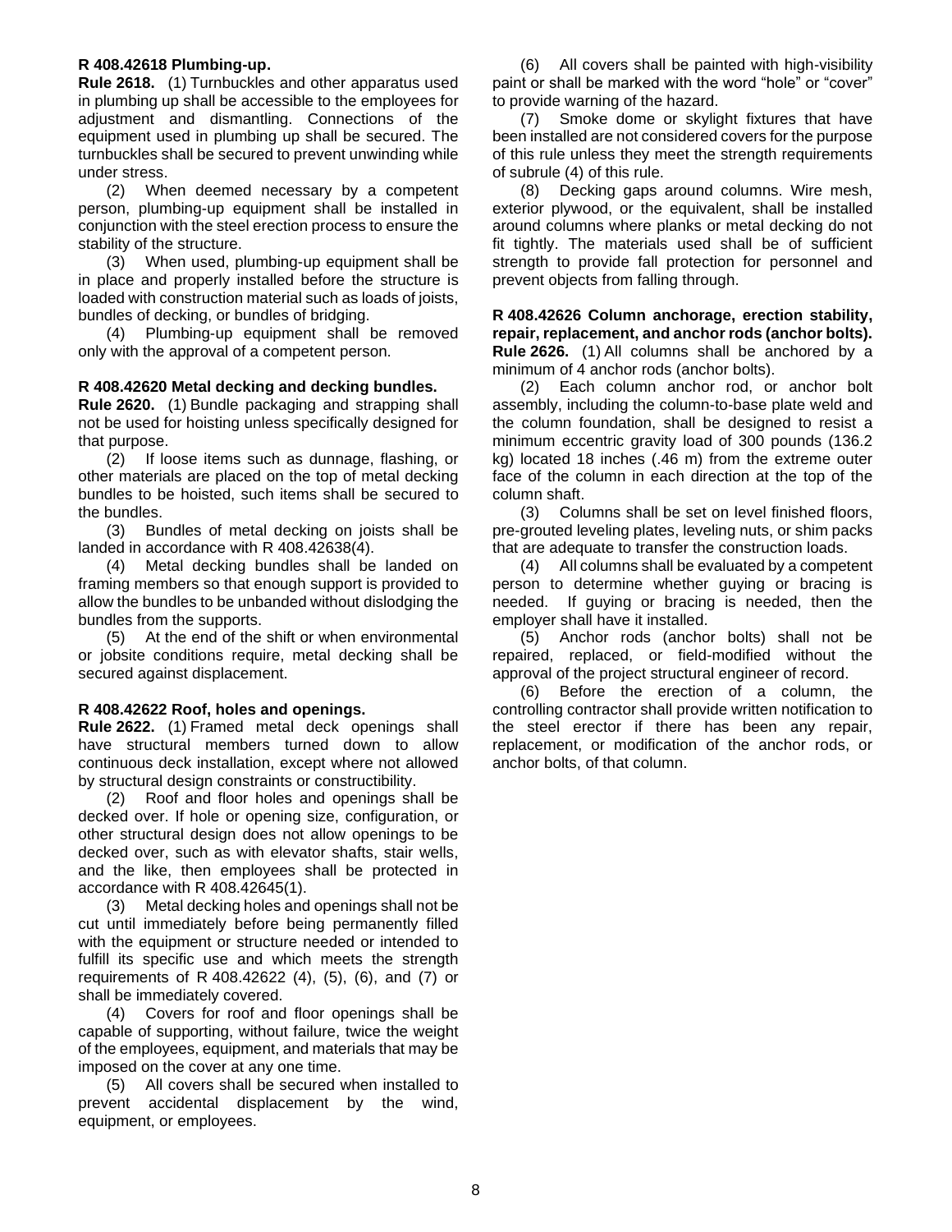**R 408.42618 Plumbing-up.**

**Rule 2618.** (1) Turnbuckles and other apparatus used in plumbing up shall be accessible to the employees for adjustment and dismantling. Connections of the equipment used in plumbing up shall be secured. The turnbuckles shall be secured to prevent unwinding while under stress.

(2) When deemed necessary by a competent person, plumbing-up equipment shall be installed in conjunction with the steel erection process to ensure the stability of the structure.

(3) When used, plumbing-up equipment shall be in place and properly installed before the structure is loaded with construction material such as loads of joists, bundles of decking, or bundles of bridging.

(4) Plumbing-up equipment shall be removed only with the approval of a competent person.

**R 408.42620 Metal decking and decking bundles.**

**Rule 2620.** (1) Bundle packaging and strapping shall not be used for hoisting unless specifically designed for that purpose.

(2) If loose items such as dunnage, flashing, or other materials are placed on the top of metal decking bundles to be hoisted, such items shall be secured to the bundles.

(3) Bundles of metal decking on joists shall be landed in accordance with R 408.42638(4).

(4) Metal decking bundles shall be landed on framing members so that enough support is provided to allow the bundles to be unbanded without dislodging the bundles from the supports.

(5) At the end of the shift or when environmental or jobsite conditions require, metal decking shall be secured against displacement.

**R 408.42622 Roof, holes and openings.**

**Rule 2622.** (1) Framed metal deck openings shall have structural members turned down to allow continuous deck installation, except where not allowed by structural design constraints or constructibility.

(2) Roof and floor holes and openings shall be decked over. If hole or opening size, configuration, or other structural design does not allow openings to be decked over, such as with elevator shafts, stair wells, and the like, then employees shall be protected in accordance with R 408.42645(1).

(3) Metal decking holes and openings shall not be cut until immediately before being permanently filled with the equipment or structure needed or intended to fulfill its specific use and which meets the strength requirements of R 408.42622 (4), (5), (6), and (7) or shall be immediately covered.

(4) Covers for roof and floor openings shall be capable of supporting, without failure, twice the weight of the employees, equipment, and materials that may be imposed on the cover at any one time.

(5) All covers shall be secured when installed to prevent accidental displacement by the wind, equipment, or employees.

(6) All covers shall be painted with high-visibility paint or shall be marked with the word "hole" or "cover" to provide warning of the hazard.

(7) Smoke dome or skylight fixtures that have been installed are not considered covers for the purpose of this rule unless they meet the strength requirements of subrule (4) of this rule.

(8) Decking gaps around columns. Wire mesh, exterior plywood, or the equivalent, shall be installed around columns where planks or metal decking do not fit tightly. The materials used shall be of sufficient strength to provide fall protection for personnel and prevent objects from falling through.

**R 408.42626 Column anchorage, erection stability, repair, replacement, and anchor rods (anchor bolts).**

**Rule 2626.** (1) All columns shall be anchored by a minimum of 4 anchor rods (anchor bolts).

(2) Each column anchor rod, or anchor bolt assembly, including the column-to-base plate weld and the column foundation, shall be designed to resist a minimum eccentric gravity load of 300 pounds (136.2 kg) located 18 inches (.46 m) from the extreme outer face of the column in each direction at the top of the column shaft.

(3) Columns shall be set on level finished floors, pre-grouted leveling plates, leveling nuts, or shim packs that are adequate to transfer the construction loads.

(4) All columns shall be evaluated by a competent person to determine whether guying or bracing is needed. If guying or bracing is needed, then the employer shall have it installed.

(5) Anchor rods (anchor bolts) shall not be repaired, replaced, or field-modified without the approval of the project structural engineer of record.

(6) Before the erection of a column, the controlling contractor shall provide written notification to the steel erector if there has been any repair, replacement, or modification of the anchor rods, or anchor bolts, of that column.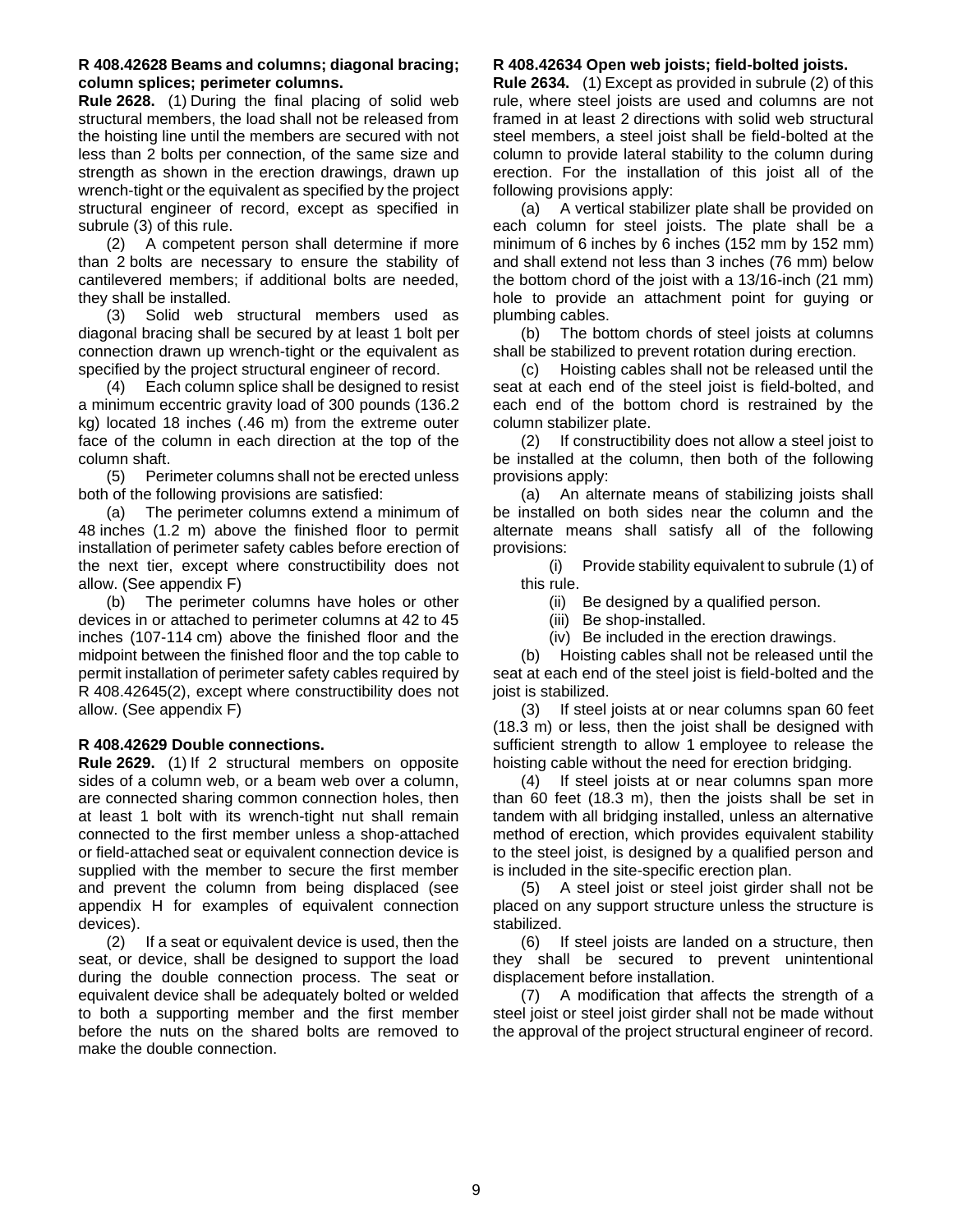**R 408.42628 Beams and columns; diagonal bracing; column splices; perimeter columns.**

**Rule 2628.** (1) During the final placing of solid web structural members, the load shall not be released from the hoisting line until the members are secured with not less than 2 bolts per connection, of the same size and strength as shown in the erection drawings, drawn up wrench-tight or the equivalent as specified by the project structural engineer of record, except as specified in subrule (3) of this rule.

(2) A competent person shall determine if more than 2 bolts are necessary to ensure the stability of cantilevered members; if additional bolts are needed, they shall be installed.

(3) Solid web structural members used as diagonal bracing shall be secured by at least 1 bolt per connection drawn up wrench-tight or the equivalent as specified by the project structural engineer of record.

(4) Each column splice shall be designed to resist a minimum eccentric gravity load of 300 pounds (136.2 kg) located 18 inches (.46 m) from the extreme outer face of the column in each direction at the top of the column shaft.

(5) Perimeter columns shall not be erected unless both of the following provisions are satisfied:

(a) The perimeter columns extend a minimum of 48 inches (1.2 m) above the finished floor to permit installation of perimeter safety cables before erection of the next tier, except where constructibility does not allow. (See appendix F)

(b) The perimeter columns have holes or other devices in or attached to perimeter columns at 42 to 45 inches (107-114 cm) above the finished floor and the midpoint between the finished floor and the top cable to permit installation of perimeter safety cables required by R 408.42645(2), except where constructibility does not allow. (See appendix F)

**R 408.42629 Double connections.**

**Rule 2629.** (1) If 2 structural members on opposite sides of a column web, or a beam web over a column, are connected sharing common connection holes, then at least 1 bolt with its wrench-tight nut shall remain connected to the first member unless a shop-attached or field-attached seat or equivalent connection device is supplied with the member to secure the first member and prevent the column from being displaced (see appendix H for examples of equivalent connection devices).

(2) If a seat or equivalent device is used, then the seat, or device, shall be designed to support the load during the double connection process. The seat or equivalent device shall be adequately bolted or welded to both a supporting member and the first member before the nuts on the shared bolts are removed to make the double connection.

**R 408.42634 Open web joists; field-bolted joists.**

**Rule 2634.** (1) Except as provided in subrule (2) of this rule, where steel joists are used and columns are not framed in at least 2 directions with solid web structural steel members, a steel joist shall be field-bolted at the column to provide lateral stability to the column during erection. For the installation of this joist all of the following provisions apply:

(a) A vertical stabilizer plate shall be provided on each column for steel joists. The plate shall be a minimum of 6 inches by 6 inches (152 mm by 152 mm) and shall extend not less than 3 inches (76 mm) below the bottom chord of the joist with a 13/16-inch (21 mm) hole to provide an attachment point for guying or plumbing cables.

(b) The bottom chords of steel joists at columns shall be stabilized to prevent rotation during erection.

(c) Hoisting cables shall not be released until the seat at each end of the steel joist is field-bolted, and each end of the bottom chord is restrained by the column stabilizer plate.

(2) If constructibility does not allow a steel joist to be installed at the column, then both of the following provisions apply:

(a) An alternate means of stabilizing joists shall be installed on both sides near the column and the alternate means shall satisfy all of the following provisions:

(i) Provide stability equivalent to subrule (1) of this rule.

(ii) Be designed by a qualified person.

(iii) Be shop-installed.

(iv) Be included in the erection drawings.

(b) Hoisting cables shall not be released until the seat at each end of the steel joist is field-bolted and the joist is stabilized.

(3) If steel joists at or near columns span 60 feet (18.3 m) or less, then the joist shall be designed with sufficient strength to allow 1 employee to release the hoisting cable without the need for erection bridging.

(4) If steel joists at or near columns span more than 60 feet (18.3 m), then the joists shall be set in tandem with all bridging installed, unless an alternative method of erection, which provides equivalent stability to the steel joist, is designed by a qualified person and is included in the site-specific erection plan.

(5) A steel joist or steel joist girder shall not be placed on any support structure unless the structure is stabilized.

(6) If steel joists are landed on a structure, then they shall be secured to prevent unintentional displacement before installation.

(7) A modification that affects the strength of a steel joist or steel joist girder shall not be made without the approval of the project structural engineer of record.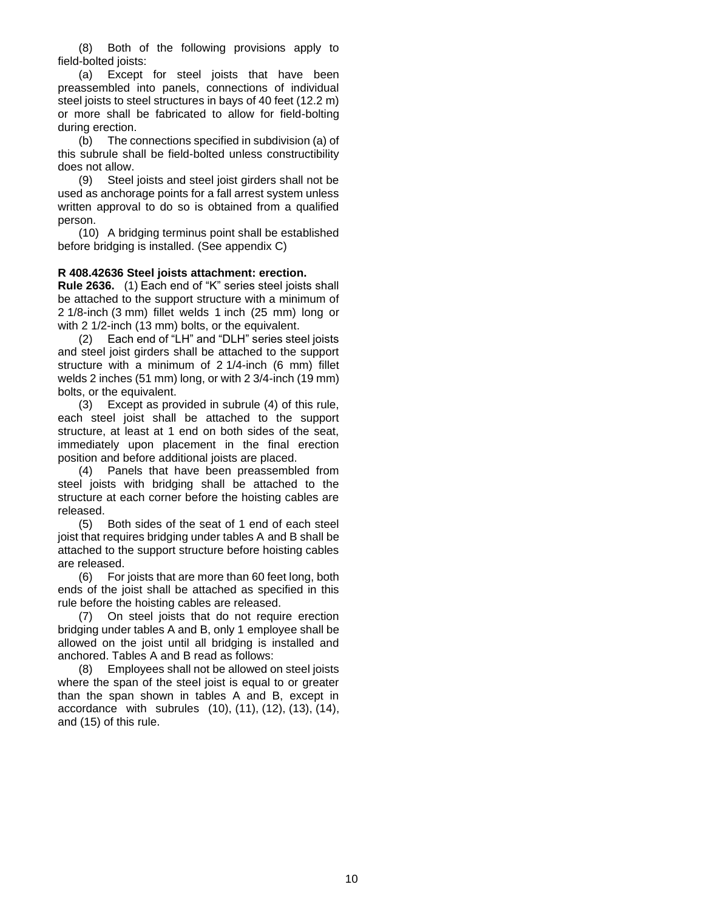(8) Both of the following provisions apply to field-bolted joists:

(a) Except for steel joists that have been preassembled into panels, connections of individual steel joists to steel structures in bays of 40 feet (12.2 m) or more shall be fabricated to allow for field-bolting during erection.

(b) The connections specified in subdivision (a) of this subrule shall be field-bolted unless constructibility does not allow.

(9) Steel joists and steel joist girders shall not be used as anchorage points for a fall arrest system unless written approval to do so is obtained from a qualified person.

(10) A bridging terminus point shall be established before bridging is installed. (See appendix C)

**R 408.42636 Steel joists attachment: erection.**

**Rule 2636.** (1) Each end of "K" series steel joists shall be attached to the support structure with a minimum of 2 1/8-inch (3 mm) fillet welds 1 inch (25 mm) long or with 2 1/2-inch (13 mm) bolts, or the equivalent.

(2) Each end of "LH" and "DLH" series steel joists and steel joist girders shall be attached to the support structure with a minimum of 2 1/4-inch (6 mm) fillet welds 2 inches (51 mm) long, or with 2 3/4-inch (19 mm) bolts, or the equivalent.

(3) Except as provided in subrule (4) of this rule, each steel joist shall be attached to the support structure, at least at 1 end on both sides of the seat, immediately upon placement in the final erection position and before additional joists are placed.

(4) Panels that have been preassembled from steel joists with bridging shall be attached to the structure at each corner before the hoisting cables are released.

(5) Both sides of the seat of 1 end of each steel joist that requires bridging under tables A and B shall be attached to the support structure before hoisting cables are released.

(6) For joists that are more than 60 feet long, both ends of the joist shall be attached as specified in this rule before the hoisting cables are released.

(7) On steel joists that do not require erection bridging under tables A and B, only 1 employee shall be allowed on the joist until all bridging is installed and anchored. Tables A and B read as follows:

(8) Employees shall not be allowed on steel joists where the span of the steel joist is equal to or greater than the span shown in tables A and B, except in accordance with subrules (10), (11), (12), (13), (14), and (15) of this rule.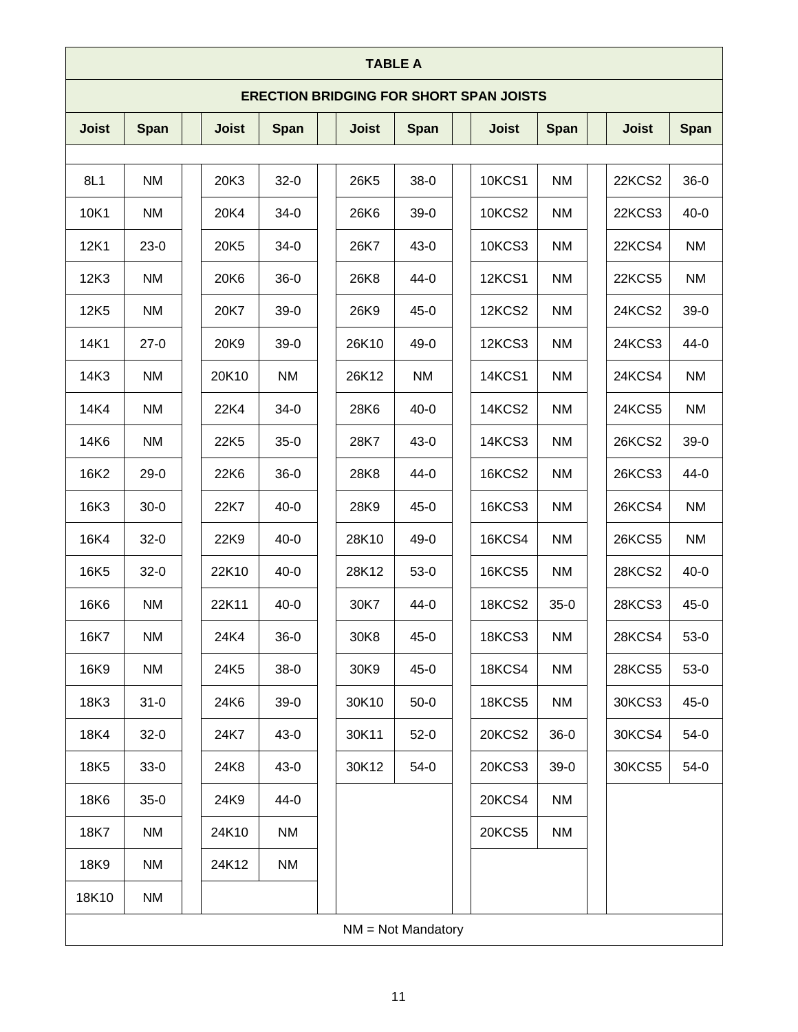## TABLE A

### ERECTION BRIDGING FOR SHORT SPAN JOISTS

| Joist | Span | | Joist | Span | | Joist | Span | | Joist | Span | | Joist | Span |
|---|---|---|---|---|---|---|---|---|---|---|---|---|---|
| 8L1 | NM | | 20K3 | 32-0 | | 26K5 | 38-0 | | 10KCS1 | NM | | 22KCS2 | 36-0 |
| 10K1 | NM | | 20K4 | 34-0 | | 26K6 | 39-0 | | 10KCS2 | NM | | 22KCS3 | 40-0 |
| 12K1 | 23-0 | | 20K5 | 34-0 | | 26K7 | 43-0 | | 10KCS3 | NM | | 22KCS4 | NM |
| 12K3 | NM | | 20K6 | 36-0 | | 26K8 | 44-0 | | 12KCS1 | NM | | 22KCS5 | NM |
| 12K5 | NM | | 20K7 | 39-0 | | 26K9 | 45-0 | | 12KCS2 | NM | | 24KCS2 | 39-0 |
| 14K1 | 27-0 | | 20K9 | 39-0 | | 26K10 | 49-0 | | 12KCS3 | NM | | 24KCS3 | 44-0 |
| 14K3 | NM | | 20K10 | NM | | 26K12 | NM | | 14KCS1 | NM | | 24KCS4 | NM |
| 14K4 | NM | | 22K4 | 34-0 | | 28K6 | 40-0 | | 14KCS2 | NM | | 24KCS5 | NM |
| 14K6 | NM | | 22K5 | 35-0 | | 28K7 | 43-0 | | 14KCS3 | NM | | 26KCS2 | 39-0 |
| 16K2 | 29-0 | | 22K6 | 36-0 | | 28K8 | 44-0 | | 16KCS2 | NM | | 26KCS3 | 44-0 |
| 16K3 | 30-0 | | 22K7 | 40-0 | | 28K9 | 45-0 | | 16KCS3 | NM | | 26KCS4 | NM |
| 16K4 | 32-0 | | 22K9 | 40-0 | | 28K10 | 49-0 | | 16KCS4 | NM | | 26KCS5 | NM |
| 16K5 | 32-0 | | 22K10 | 40-0 | | 28K12 | 53-0 | | 16KCS5 | NM | | 28KCS2 | 40-0 |
| 16K6 | NM | | 22K11 | 40-0 | | 30K7 | 44-0 | | 18KCS2 | 35-0 | | 28KCS3 | 45-0 |
| 16K7 | NM | | 24K4 | 36-0 | | 30K8 | 45-0 | | 18KCS3 | NM | | 28KCS4 | 53-0 |
| 16K9 | NM | | 24K5 | 38-0 | | 30K9 | 45-0 | | 18KCS4 | NM | | 28KCS5 | 53-0 |
| 18K3 | 31-0 | | 24K6 | 39-0 | | 30K10 | 50-0 | | 18KCS5 | NM | | 30KCS3 | 45-0 |
| 18K4 | 32-0 | | 24K7 | 43-0 | | 30K11 | 52-0 | | 20KCS2 | 36-0 | | 30KCS4 | 54-0 |
| 18K5 | 33-0 | | 24K8 | 43-0 | | 30K12 | 54-0 | | 20KCS3 | 39-0 | | 30KCS5 | 54-0 |
| 18K6 | 35-0 | | 24K9 | 44-0 | | | | | 20KCS4 | NM | | | |
| 18K7 | NM | | 24K10 | NM | | | | | 20KCS5 | NM | | | |
| 18K9 | NM | | 24K12 | NM | | | | | | | | | |
| 18K10 | NM | | | | | | | | | | | | |

NM = Not Mandatory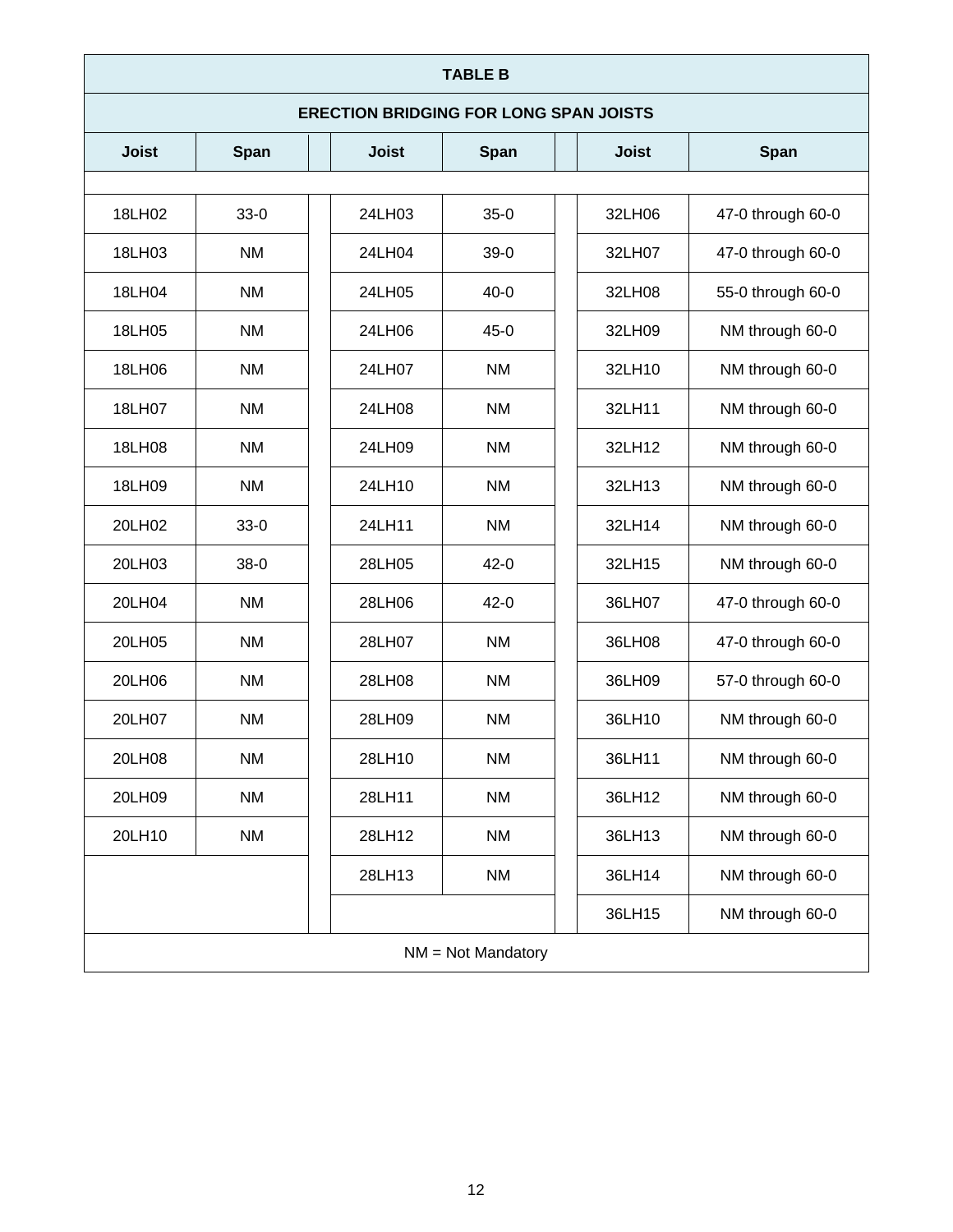**TABLE B**

**ERECTION BRIDGING FOR LONG SPAN JOISTS**

| Joist | Span | | Joist | Span | | Joist | Span |
|---|---|---|---|---|---|---|---|
| 18LH02 | 33-0 | | 24LH03 | 35-0 | | 32LH06 | 47-0 through 60-0 |
| 18LH03 | NM | | 24LH04 | 39-0 | | 32LH07 | 47-0 through 60-0 |
| 18LH04 | NM | | 24LH05 | 40-0 | | 32LH08 | 55-0 through 60-0 |
| 18LH05 | NM | | 24LH06 | 45-0 | | 32LH09 | NM through 60-0 |
| 18LH06 | NM | | 24LH07 | NM | | 32LH10 | NM through 60-0 |
| 18LH07 | NM | | 24LH08 | NM | | 32LH11 | NM through 60-0 |
| 18LH08 | NM | | 24LH09 | NM | | 32LH12 | NM through 60-0 |
| 18LH09 | NM | | 24LH10 | NM | | 32LH13 | NM through 60-0 |
| 20LH02 | 33-0 | | 24LH11 | NM | | 32LH14 | NM through 60-0 |
| 20LH03 | 38-0 | | 28LH05 | 42-0 | | 32LH15 | NM through 60-0 |
| 20LH04 | NM | | 28LH06 | 42-0 | | 36LH07 | 47-0 through 60-0 |
| 20LH05 | NM | | 28LH07 | NM | | 36LH08 | 47-0 through 60-0 |
| 20LH06 | NM | | 28LH08 | NM | | 36LH09 | 57-0 through 60-0 |
| 20LH07 | NM | | 28LH09 | NM | | 36LH10 | NM through 60-0 |
| 20LH08 | NM | | 28LH10 | NM | | 36LH11 | NM through 60-0 |
| 20LH09 | NM | | 28LH11 | NM | | 36LH12 | NM through 60-0 |
| 20LH10 | NM | | 28LH12 | NM | | 36LH13 | NM through 60-0 |
| | | | 28LH13 | NM | | 36LH14 | NM through 60-0 |
| | | | | | | 36LH15 | NM through 60-0 |

NM = Not Mandatory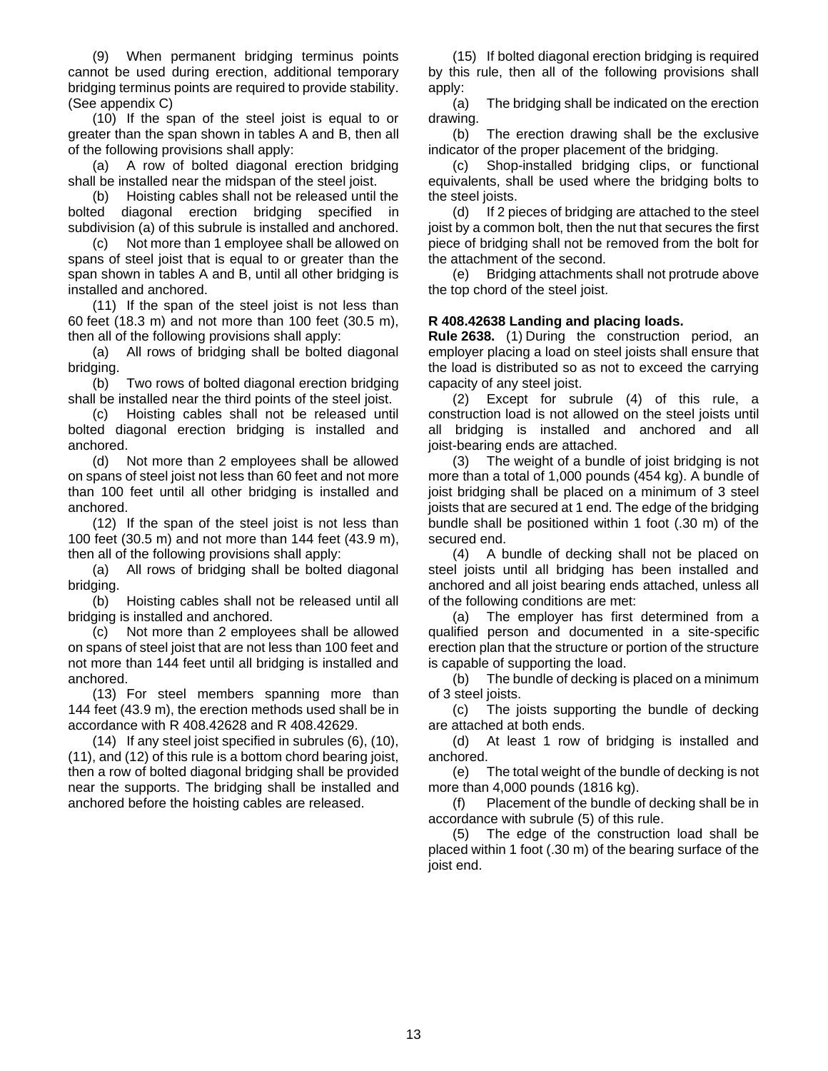(9) When permanent bridging terminus points cannot be used during erection, additional temporary bridging terminus points are required to provide stability. (See appendix C)

(10) If the span of the steel joist is equal to or greater than the span shown in tables A and B, then all of the following provisions shall apply:

(a) A row of bolted diagonal erection bridging shall be installed near the midspan of the steel joist.

(b) Hoisting cables shall not be released until the bolted diagonal erection bridging specified in subdivision (a) of this subrule is installed and anchored.

(c) Not more than 1 employee shall be allowed on spans of steel joist that is equal to or greater than the span shown in tables A and B, until all other bridging is installed and anchored.

(11) If the span of the steel joist is not less than 60 feet (18.3 m) and not more than 100 feet (30.5 m), then all of the following provisions shall apply:

(a) All rows of bridging shall be bolted diagonal bridging.

(b) Two rows of bolted diagonal erection bridging shall be installed near the third points of the steel joist.

(c) Hoisting cables shall not be released until bolted diagonal erection bridging is installed and anchored.

(d) Not more than 2 employees shall be allowed on spans of steel joist not less than 60 feet and not more than 100 feet until all other bridging is installed and anchored.

(12) If the span of the steel joist is not less than 100 feet (30.5 m) and not more than 144 feet (43.9 m), then all of the following provisions shall apply:

(a) All rows of bridging shall be bolted diagonal bridging.

(b) Hoisting cables shall not be released until all bridging is installed and anchored.

(c) Not more than 2 employees shall be allowed on spans of steel joist that are not less than 100 feet and not more than 144 feet until all bridging is installed and anchored.

(13) For steel members spanning more than 144 feet (43.9 m), the erection methods used shall be in accordance with R 408.42628 and R 408.42629.

(14) If any steel joist specified in subrules (6), (10), (11), and (12) of this rule is a bottom chord bearing joist, then a row of bolted diagonal bridging shall be provided near the supports. The bridging shall be installed and anchored before the hoisting cables are released.

(15) If bolted diagonal erection bridging is required by this rule, then all of the following provisions shall apply:

(a) The bridging shall be indicated on the erection drawing.

(b) The erection drawing shall be the exclusive indicator of the proper placement of the bridging.

(c) Shop-installed bridging clips, or functional equivalents, shall be used where the bridging bolts to the steel joists.

(d) If 2 pieces of bridging are attached to the steel joist by a common bolt, then the nut that secures the first piece of bridging shall not be removed from the bolt for the attachment of the second.

(e) Bridging attachments shall not protrude above the top chord of the steel joist.

**R 408.42638 Landing and placing loads.**

**Rule 2638.** (1) During the construction period, an employer placing a load on steel joists shall ensure that the load is distributed so as not to exceed the carrying capacity of any steel joist.

(2) Except for subrule (4) of this rule, a construction load is not allowed on the steel joists until all bridging is installed and anchored and all joist-bearing ends are attached.

(3) The weight of a bundle of joist bridging is not more than a total of 1,000 pounds (454 kg). A bundle of joist bridging shall be placed on a minimum of 3 steel joists that are secured at 1 end. The edge of the bridging bundle shall be positioned within 1 foot (.30 m) of the secured end.

(4) A bundle of decking shall not be placed on steel joists until all bridging has been installed and anchored and all joist bearing ends attached, unless all of the following conditions are met:

(a) The employer has first determined from a qualified person and documented in a site-specific erection plan that the structure or portion of the structure is capable of supporting the load.

(b) The bundle of decking is placed on a minimum of 3 steel joists.

(c) The joists supporting the bundle of decking are attached at both ends.

(d) At least 1 row of bridging is installed and anchored.

(e) The total weight of the bundle of decking is not more than 4,000 pounds (1816 kg).

(f) Placement of the bundle of decking shall be in accordance with subrule (5) of this rule.

(5) The edge of the construction load shall be placed within 1 foot (.30 m) of the bearing surface of the joist end.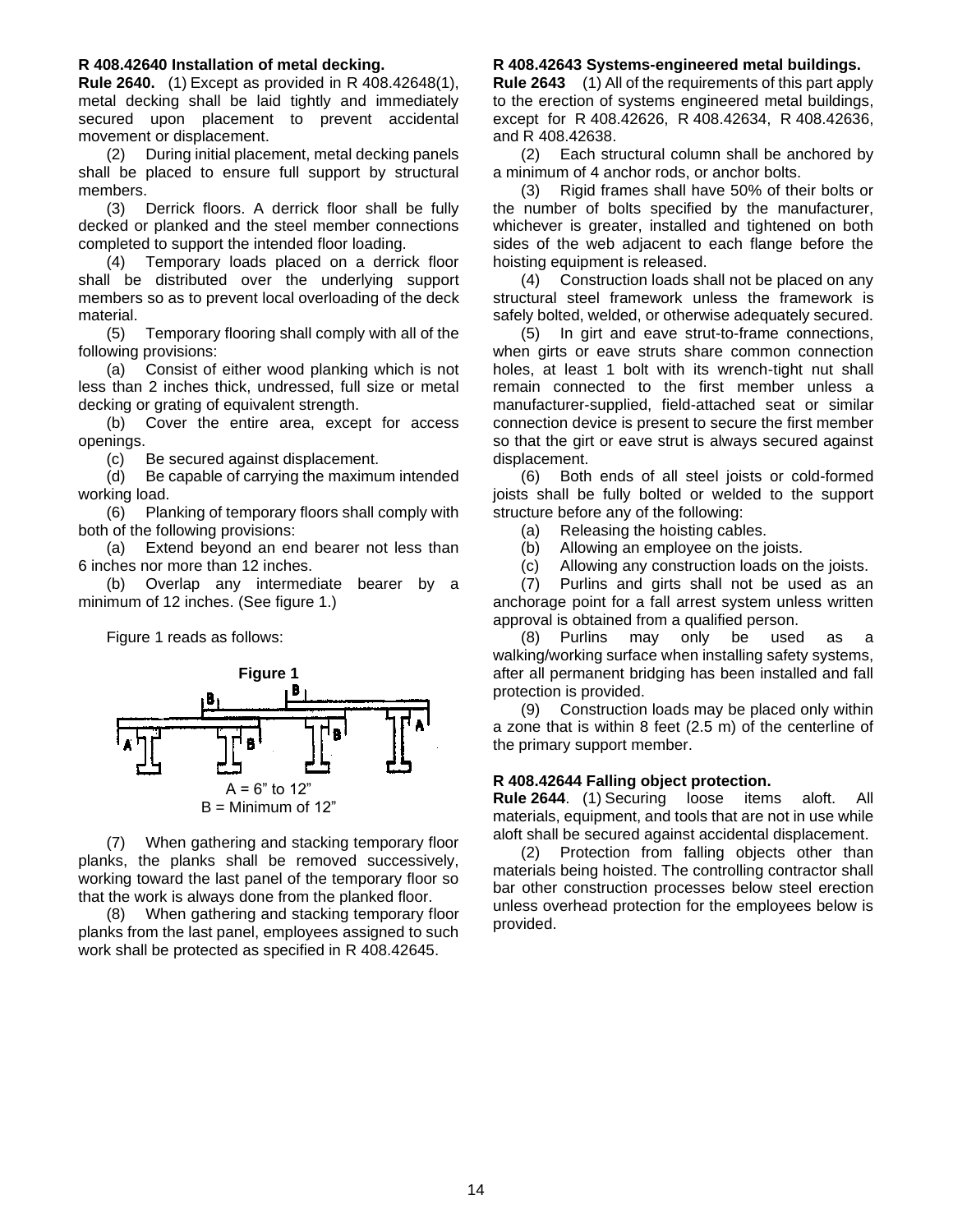**R 408.42640 Installation of metal decking.**

**Rule 2640.** (1) Except as provided in R 408.42648(1), metal decking shall be laid tightly and immediately secured upon placement to prevent accidental movement or displacement.

(2) During initial placement, metal decking panels shall be placed to ensure full support by structural members.

(3) Derrick floors. A derrick floor shall be fully decked or planked and the steel member connections completed to support the intended floor loading.

(4) Temporary loads placed on a derrick floor shall be distributed over the underlying support members so as to prevent local overloading of the deck material.

(5) Temporary flooring shall comply with all of the following provisions:

(a) Consist of either wood planking which is not less than 2 inches thick, undressed, full size or metal decking or grating of equivalent strength.

(b) Cover the entire area, except for access openings.

(c) Be secured against displacement.

(d) Be capable of carrying the maximum intended working load.

(6) Planking of temporary floors shall comply with both of the following provisions:

(a) Extend beyond an end bearer not less than 6 inches nor more than 12 inches.

(b) Overlap any intermediate bearer by a minimum of 12 inches. (See figure 1.)

Figure 1 reads as follows:

**Figure 1**

A = 6" to 12"
B = Minimum of 12"

(7) When gathering and stacking temporary floor planks, the planks shall be removed successively, working toward the last panel of the temporary floor so that the work is always done from the planked floor.

(8) When gathering and stacking temporary floor planks from the last panel, employees assigned to such work shall be protected as specified in R 408.42645.

**R 408.42643 Systems-engineered metal buildings.**

**Rule 2643** (1) All of the requirements of this part apply to the erection of systems engineered metal buildings, except for R 408.42626, R 408.42634, R 408.42636, and R 408.42638.

(2) Each structural column shall be anchored by a minimum of 4 anchor rods, or anchor bolts.

(3) Rigid frames shall have 50% of their bolts or the number of bolts specified by the manufacturer, whichever is greater, installed and tightened on both sides of the web adjacent to each flange before the hoisting equipment is released.

(4) Construction loads shall not be placed on any structural steel framework unless the framework is safely bolted, welded, or otherwise adequately secured.

(5) In girt and eave strut-to-frame connections, when girts or eave struts share common connection holes, at least 1 bolt with its wrench-tight nut shall remain connected to the first member unless a manufacturer-supplied, field-attached seat or similar connection device is present to secure the first member so that the girt or eave strut is always secured against displacement.

(6) Both ends of all steel joists or cold-formed joists shall be fully bolted or welded to the support structure before any of the following:

(a) Releasing the hoisting cables.

(b) Allowing an employee on the joists.

(c) Allowing any construction loads on the joists.

(7) Purlins and girts shall not be used as an anchorage point for a fall arrest system unless written approval is obtained from a qualified person.

(8) Purlins may only be used as a walking/working surface when installing safety systems, after all permanent bridging has been installed and fall protection is provided.

(9) Construction loads may be placed only within a zone that is within 8 feet (2.5 m) of the centerline of the primary support member.

**R 408.42644 Falling object protection.**

**Rule 2644**. (1) Securing loose items aloft. All materials, equipment, and tools that are not in use while aloft shall be secured against accidental displacement.

(2) Protection from falling objects other than materials being hoisted. The controlling contractor shall bar other construction processes below steel erection unless overhead protection for the employees below is provided.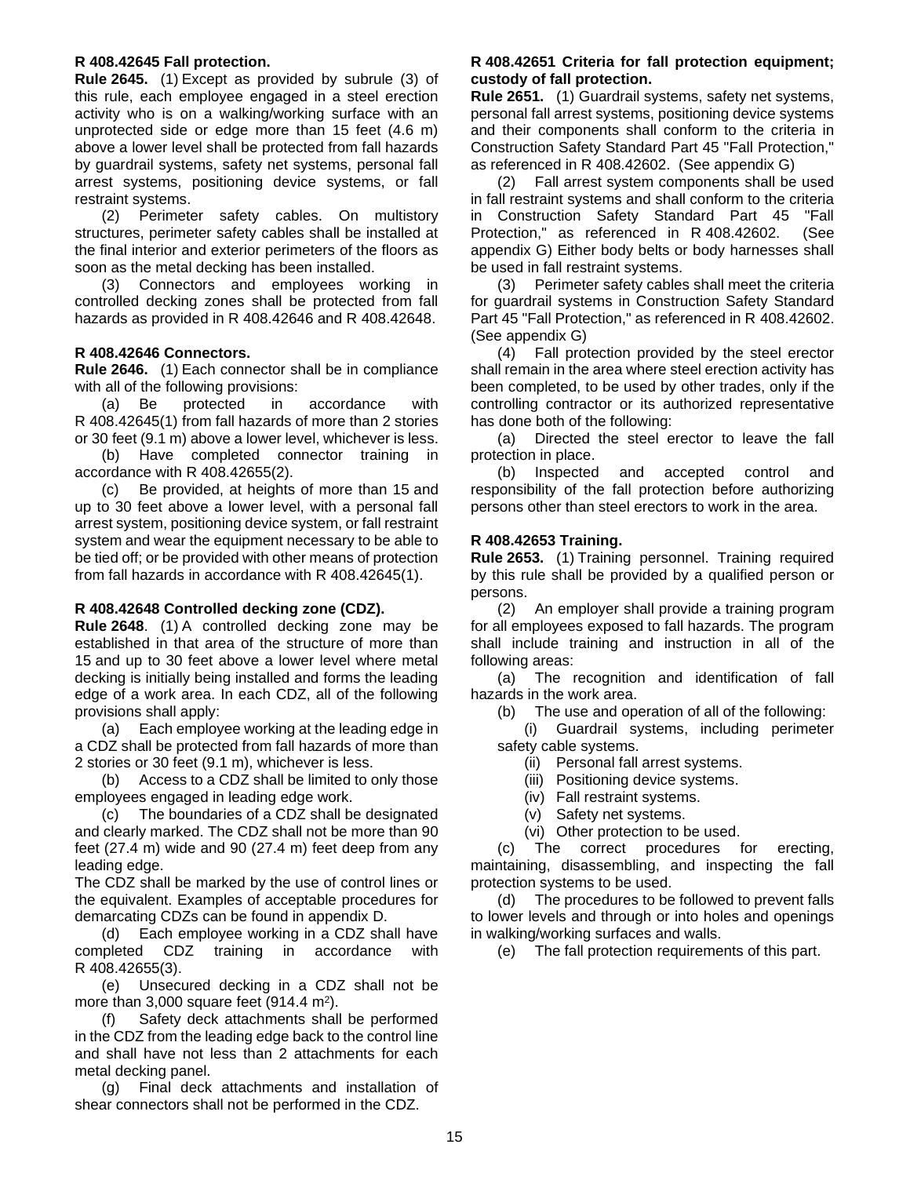### R 408.42645 Fall protection.

**Rule 2645.** (1) Except as provided by subrule (3) of this rule, each employee engaged in a steel erection activity who is on a walking/working surface with an unprotected side or edge more than 15 feet (4.6 m) above a lower level shall be protected from fall hazards by guardrail systems, safety net systems, personal fall arrest systems, positioning device systems, or fall restraint systems.

(2) Perimeter safety cables. On multistory structures, perimeter safety cables shall be installed at the final interior and exterior perimeters of the floors as soon as the metal decking has been installed.

(3) Connectors and employees working in controlled decking zones shall be protected from fall hazards as provided in R 408.42646 and R 408.42648.

### R 408.42646 Connectors.

**Rule 2646.** (1) Each connector shall be in compliance with all of the following provisions:

(a) Be protected in accordance with R 408.42645(1) from fall hazards of more than 2 stories or 30 feet (9.1 m) above a lower level, whichever is less.

(b) Have completed connector training in accordance with R 408.42655(2).

(c) Be provided, at heights of more than 15 and up to 30 feet above a lower level, with a personal fall arrest system, positioning device system, or fall restraint system and wear the equipment necessary to be able to be tied off; or be provided with other means of protection from fall hazards in accordance with R 408.42645(1).

### R 408.42648 Controlled decking zone (CDZ).

**Rule 2648**. (1) A controlled decking zone may be established in that area of the structure of more than 15 and up to 30 feet above a lower level where metal decking is initially being installed and forms the leading edge of a work area. In each CDZ, all of the following provisions shall apply:

(a) Each employee working at the leading edge in a CDZ shall be protected from fall hazards of more than 2 stories or 30 feet (9.1 m), whichever is less.

(b) Access to a CDZ shall be limited to only those employees engaged in leading edge work.

(c) The boundaries of a CDZ shall be designated and clearly marked. The CDZ shall not be more than 90 feet (27.4 m) wide and 90 (27.4 m) feet deep from any leading edge.

The CDZ shall be marked by the use of control lines or the equivalent. Examples of acceptable procedures for demarcating CDZs can be found in appendix D.

(d) Each employee working in a CDZ shall have completed CDZ training in accordance with R 408.42655(3).

(e) Unsecured decking in a CDZ shall not be more than 3,000 square feet (914.4 m$^2$).

(f) Safety deck attachments shall be performed in the CDZ from the leading edge back to the control line and shall have not less than 2 attachments for each metal decking panel.

(g) Final deck attachments and installation of shear connectors shall not be performed in the CDZ.

### R 408.42651 Criteria for fall protection equipment; custody of fall protection.

**Rule 2651.** (1) Guardrail systems, safety net systems, personal fall arrest systems, positioning device systems and their components shall conform to the criteria in Construction Safety Standard Part 45 "Fall Protection," as referenced in R 408.42602. (See appendix G)

(2) Fall arrest system components shall be used in fall restraint systems and shall conform to the criteria in Construction Safety Standard Part 45 "Fall Protection," as referenced in R 408.42602. (See appendix G) Either body belts or body harnesses shall be used in fall restraint systems.

(3) Perimeter safety cables shall meet the criteria for guardrail systems in Construction Safety Standard Part 45 "Fall Protection," as referenced in R 408.42602. (See appendix G)

(4) Fall protection provided by the steel erector shall remain in the area where steel erection activity has been completed, to be used by other trades, only if the controlling contractor or its authorized representative has done both of the following:

(a) Directed the steel erector to leave the fall protection in place.

(b) Inspected and accepted control and responsibility of the fall protection before authorizing persons other than steel erectors to work in the area.

### R 408.42653 Training.

**Rule 2653.** (1) Training personnel. Training required by this rule shall be provided by a qualified person or persons.

(2) An employer shall provide a training program for all employees exposed to fall hazards. The program shall include training and instruction in all of the following areas:

(a) The recognition and identification of fall hazards in the work area.

(b) The use and operation of all of the following:

(i) Guardrail systems, including perimeter safety cable systems.

(ii) Personal fall arrest systems.

(iii) Positioning device systems.

(iv) Fall restraint systems.

(v) Safety net systems.

(vi) Other protection to be used.

(c) The correct procedures for erecting, maintaining, disassembling, and inspecting the fall protection systems to be used.

(d) The procedures to be followed to prevent falls to lower levels and through or into holes and openings in walking/working surfaces and walls.

(e) The fall protection requirements of this part.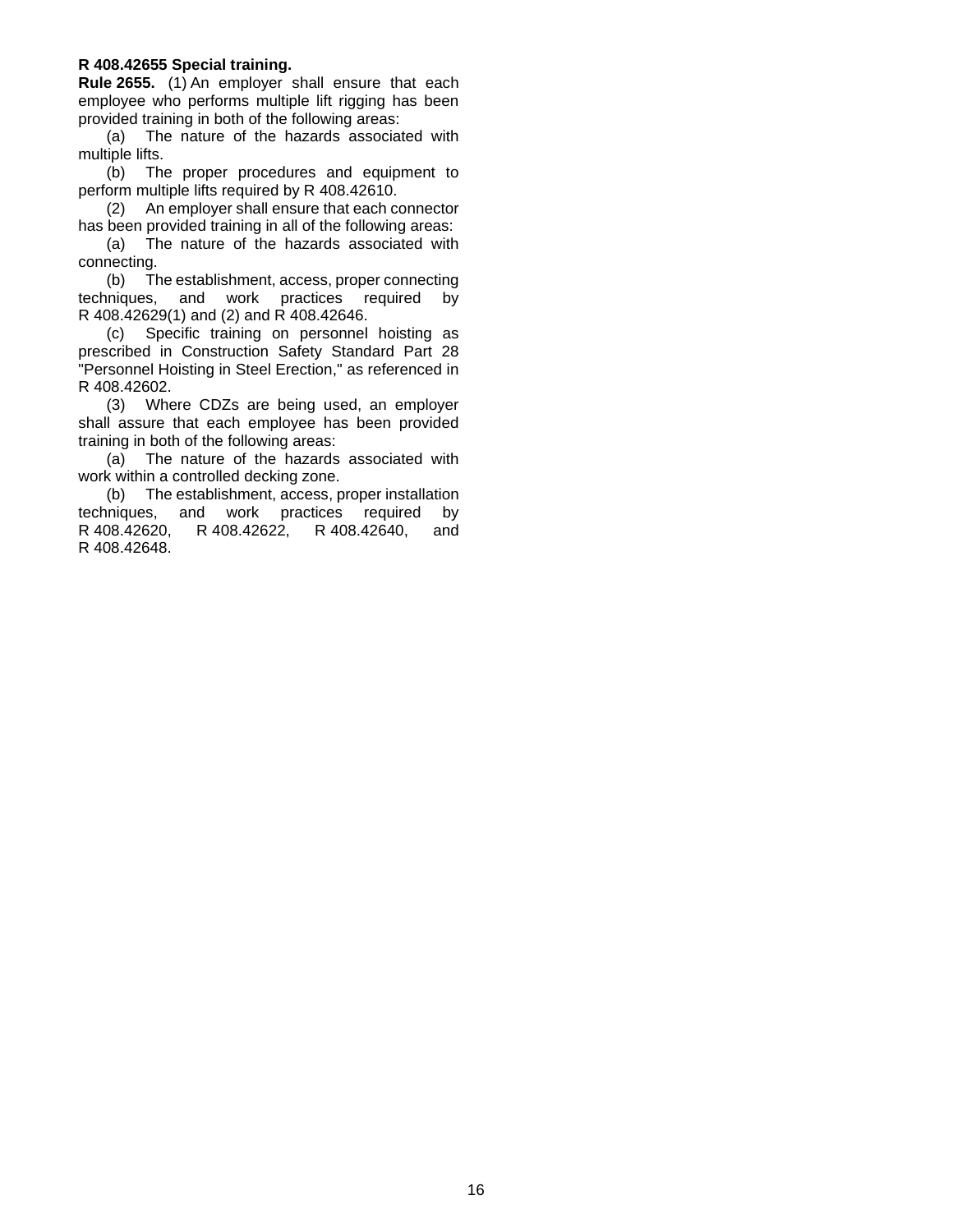**R 408.42655 Special training.**

**Rule 2655.** (1) An employer shall ensure that each employee who performs multiple lift rigging has been provided training in both of the following areas:

(a) The nature of the hazards associated with multiple lifts.

(b) The proper procedures and equipment to perform multiple lifts required by R 408.42610.

(2) An employer shall ensure that each connector has been provided training in all of the following areas:

(a) The nature of the hazards associated with connecting.

(b) The establishment, access, proper connecting techniques, and work practices required by R 408.42629(1) and (2) and R 408.42646.

(c) Specific training on personnel hoisting as prescribed in Construction Safety Standard Part 28 "Personnel Hoisting in Steel Erection," as referenced in R 408.42602.

(3) Where CDZs are being used, an employer shall assure that each employee has been provided training in both of the following areas:

(a) The nature of the hazards associated with work within a controlled decking zone.

(b) The establishment, access, proper installation techniques, and work practices required by R 408.42620, R 408.42622, R 408.42640, and R 408.42648.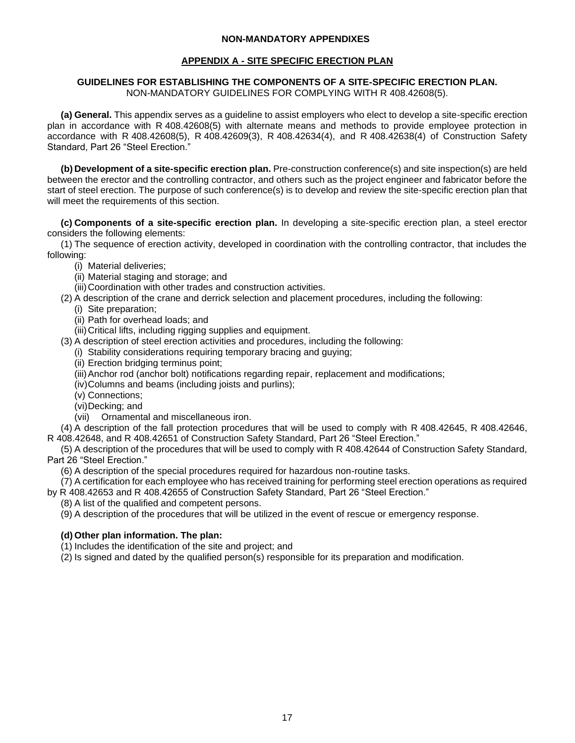## NON-MANDATORY APPENDIXES

### APPENDIX A - SITE SPECIFIC ERECTION PLAN

**GUIDELINES FOR ESTABLISHING THE COMPONENTS OF A SITE-SPECIFIC ERECTION PLAN.**
NON-MANDATORY GUIDELINES FOR COMPLYING WITH R 408.42608(5).

**(a) General.** This appendix serves as a guideline to assist employers who elect to develop a site-specific erection plan in accordance with R 408.42608(5) with alternate means and methods to provide employee protection in accordance with R 408.42608(5), R 408.42609(3), R 408.42634(4), and R 408.42638(4) of Construction Safety Standard, Part 26 "Steel Erection."

**(b) Development of a site-specific erection plan.** Pre-construction conference(s) and site inspection(s) are held between the erector and the controlling contractor, and others such as the project engineer and fabricator before the start of steel erection. The purpose of such conference(s) is to develop and review the site-specific erection plan that will meet the requirements of this section.

**(c) Components of a site-specific erection plan.** In developing a site-specific erection plan, a steel erector considers the following elements:

(1) The sequence of erection activity, developed in coordination with the controlling contractor, that includes the following:

- (i) Material deliveries;
- (ii) Material staging and storage; and
- (iii) Coordination with other trades and construction activities.

(2) A description of the crane and derrick selection and placement procedures, including the following:

- (i) Site preparation;
- (ii) Path for overhead loads; and
- (iii) Critical lifts, including rigging supplies and equipment.

(3) A description of steel erection activities and procedures, including the following:

- (i) Stability considerations requiring temporary bracing and guying;
- (ii) Erection bridging terminus point;
- (iii) Anchor rod (anchor bolt) notifications regarding repair, replacement and modifications;
- (iv) Columns and beams (including joists and purlins);
- (v) Connections;
- (vi) Decking; and
- (vii) Ornamental and miscellaneous iron.

(4) A description of the fall protection procedures that will be used to comply with R 408.42645, R 408.42646, R 408.42648, and R 408.42651 of Construction Safety Standard, Part 26 "Steel Erection."

(5) A description of the procedures that will be used to comply with R 408.42644 of Construction Safety Standard, Part 26 "Steel Erection."

(6) A description of the special procedures required for hazardous non-routine tasks.

(7) A certification for each employee who has received training for performing steel erection operations as required by R 408.42653 and R 408.42655 of Construction Safety Standard, Part 26 "Steel Erection."

(8) A list of the qualified and competent persons.

(9) A description of the procedures that will be utilized in the event of rescue or emergency response.

**(d) Other plan information. The plan:**

(1) Includes the identification of the site and project; and

(2) Is signed and dated by the qualified person(s) responsible for its preparation and modification.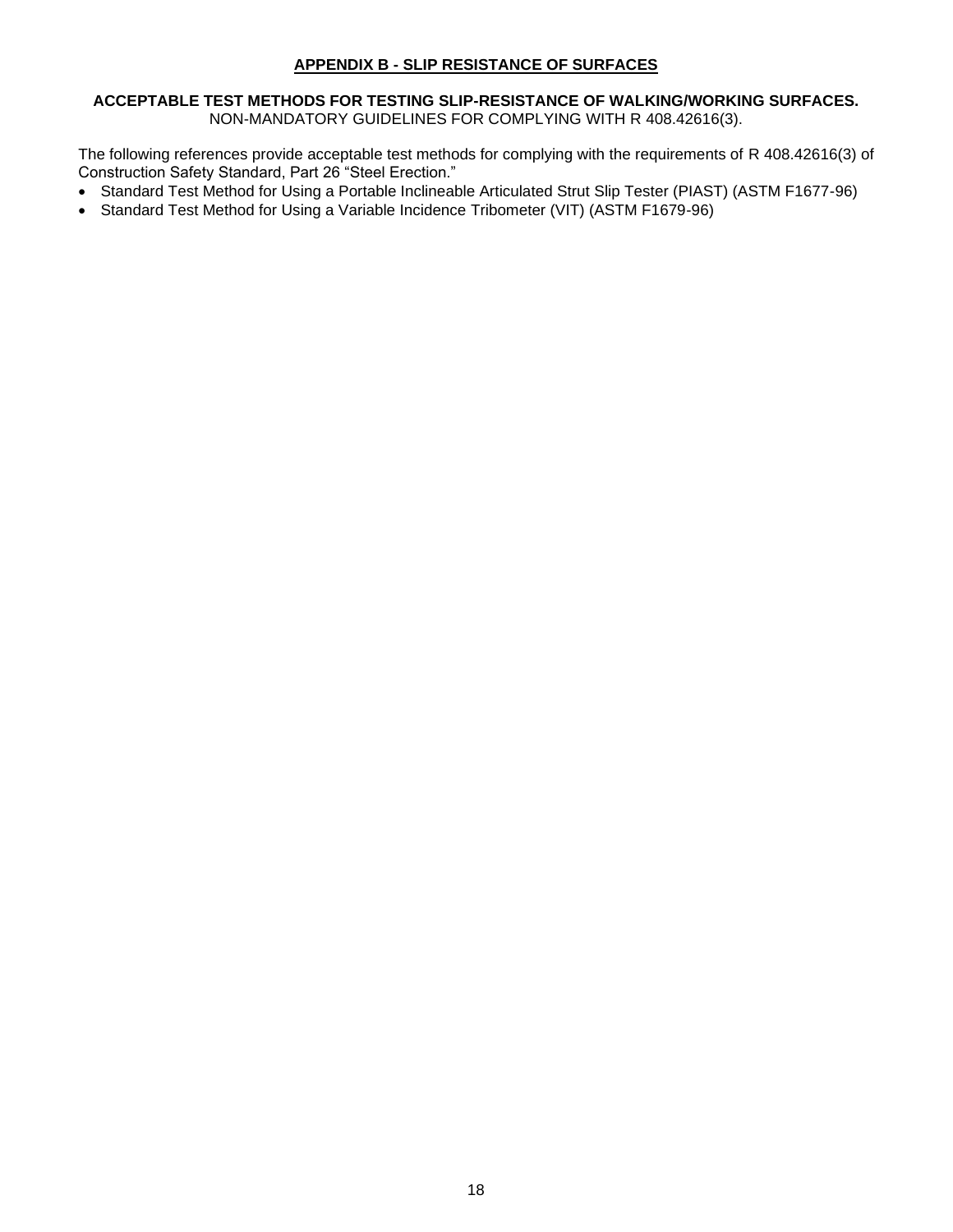## APPENDIX B - SLIP RESISTANCE OF SURFACES

**ACCEPTABLE TEST METHODS FOR TESTING SLIP-RESISTANCE OF WALKING/WORKING SURFACES.**
NON-MANDATORY GUIDELINES FOR COMPLYING WITH R 408.42616(3).

The following references provide acceptable test methods for complying with the requirements of R 408.42616(3) of Construction Safety Standard, Part 26 "Steel Erection."

- Standard Test Method for Using a Portable Inclineable Articulated Strut Slip Tester (PIAST) (ASTM F1677-96)
- Standard Test Method for Using a Variable Incidence Tribometer (VIT) (ASTM F1679-96)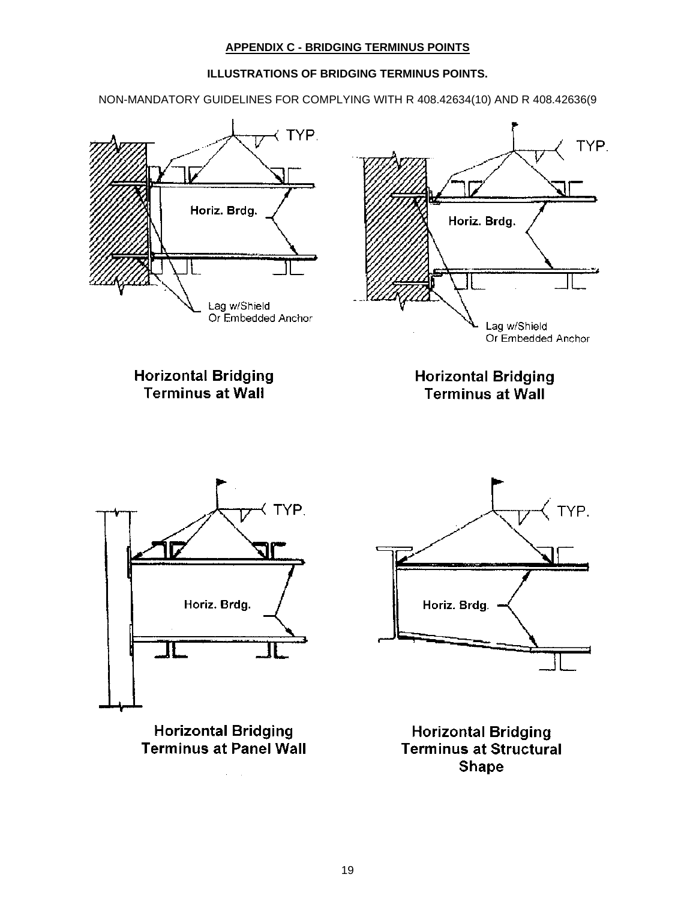## APPENDIX C - BRIDGING TERMINUS POINTS

### ILLUSTRATIONS OF BRIDGING TERMINUS POINTS.

NON-MANDATORY GUIDELINES FOR COMPLYING WITH R 408.42634(10) AND R 408.42636(9

TYP.

Horiz. Brdg.

Lag w/Shield
Or Embedded Anchor

**Horizontal Bridging Terminus at Wall**

TYP.

Horiz. Brdg.

Lag w/Shield
Or Embedded Anchor

**Horizontal Bridging Terminus at Wall**

TYP.

Horiz. Brdg.

**Horizontal Bridging Terminus at Panel Wall**

TYP.

Horiz. Brdg.

**Horizontal Bridging Terminus at Structural Shape**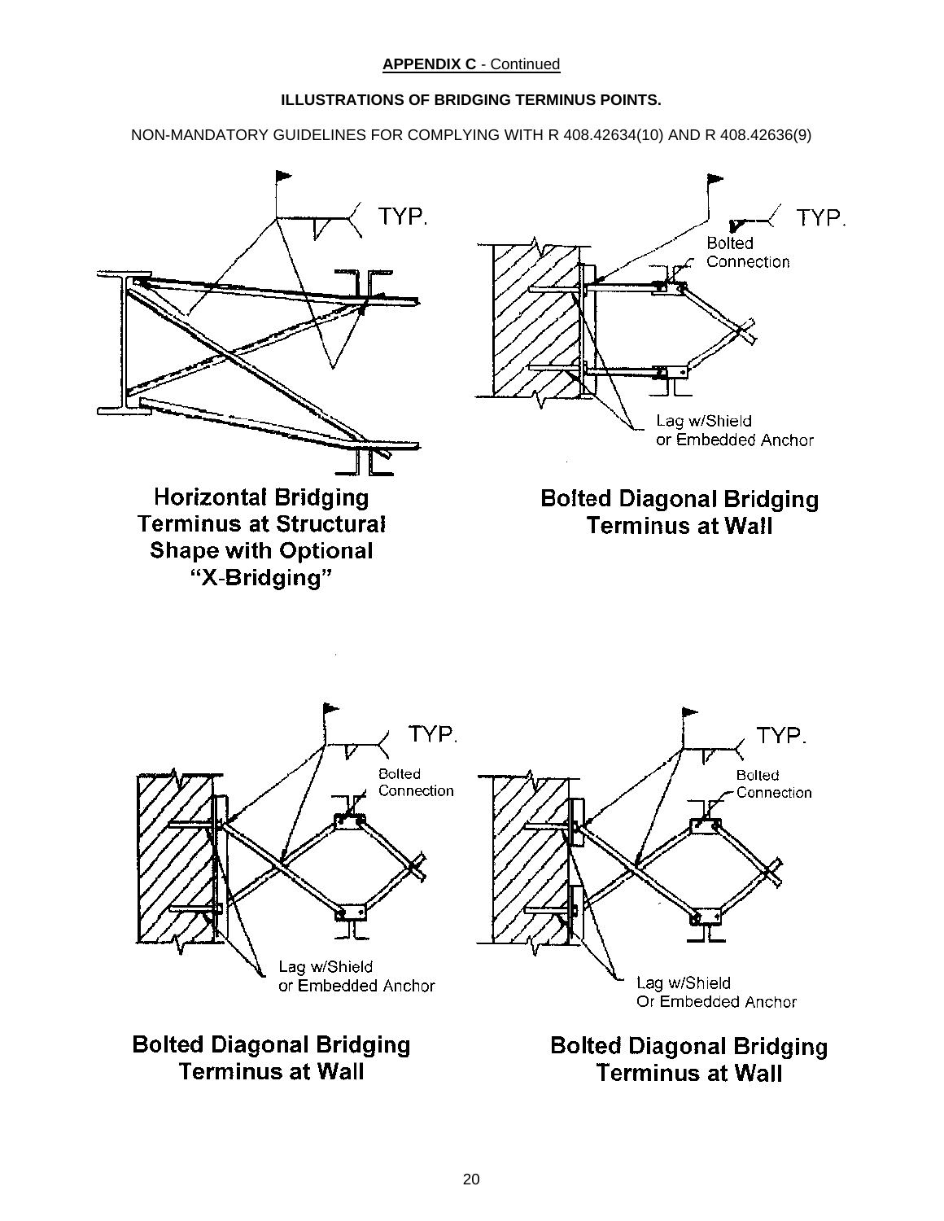**APPENDIX C** - Continued

**ILLUSTRATIONS OF BRIDGING TERMINUS POINTS.**

NON-MANDATORY GUIDELINES FOR COMPLYING WITH R 408.42634(10) AND R 408.42636(9)

TYP.

TYP.

Bolted Connection

Lag w/Shield or Embedded Anchor

**Horizontal Bridging Terminus at Structural Shape with Optional "X-Bridging"**

**Bolted Diagonal Bridging Terminus at Wall**

TYP.

Bolted Connection

Lag w/Shield or Embedded Anchor

TYP.

Bolted Connection

Lag w/Shield Or Embedded Anchor

**Bolted Diagonal Bridging Terminus at Wall**

**Bolted Diagonal Bridging Terminus at Wall**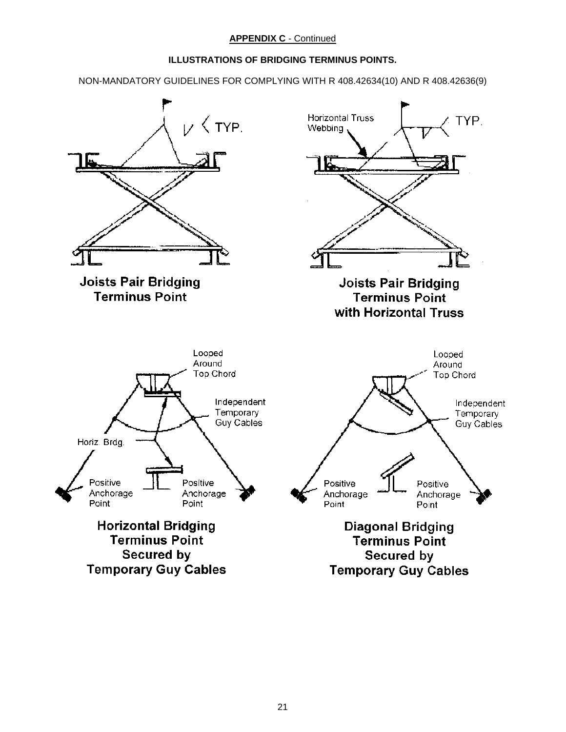**APPENDIX C** - Continued

**ILLUSTRATIONS OF BRIDGING TERMINUS POINTS.**

NON-MANDATORY GUIDELINES FOR COMPLYING WITH R 408.42634(10) AND R 408.42636(9)

**Joists Pair Bridging Terminus Point**

**Joists Pair Bridging Terminus Point with Horizontal Truss**

**Horizontal Bridging Terminus Point Secured by Temporary Guy Cables**

**Diagonal Bridging Terminus Point Secured by Temporary Guy Cables**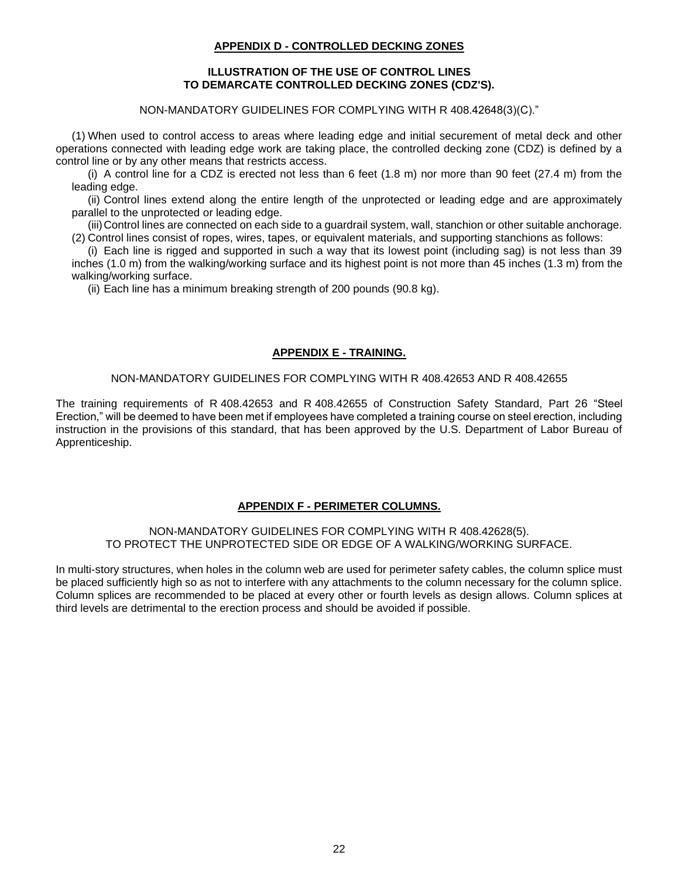## APPENDIX D - CONTROLLED DECKING ZONES

### ILLUSTRATION OF THE USE OF CONTROL LINES TO DEMARCATE CONTROLLED DECKING ZONES (CDZ'S).

NON-MANDATORY GUIDELINES FOR COMPLYING WITH R 408.42648(3)(C)."

(1) When used to control access to areas where leading edge and initial securement of metal deck and other operations connected with leading edge work are taking place, the controlled decking zone (CDZ) is defined by a control line or by any other means that restricts access.

(i) A control line for a CDZ is erected not less than 6 feet (1.8 m) nor more than 90 feet (27.4 m) from the leading edge.

(ii) Control lines extend along the entire length of the unprotected or leading edge and are approximately parallel to the unprotected or leading edge.

(iii) Control lines are connected on each side to a guardrail system, wall, stanchion or other suitable anchorage.

(2) Control lines consist of ropes, wires, tapes, or equivalent materials, and supporting stanchions as follows:

(i) Each line is rigged and supported in such a way that its lowest point (including sag) is not less than 39 inches (1.0 m) from the walking/working surface and its highest point is not more than 45 inches (1.3 m) from the walking/working surface.

(ii) Each line has a minimum breaking strength of 200 pounds (90.8 kg).

## APPENDIX E - TRAINING.

NON-MANDATORY GUIDELINES FOR COMPLYING WITH R 408.42653 AND R 408.42655

The training requirements of R 408.42653 and R 408.42655 of Construction Safety Standard, Part 26 "Steel Erection," will be deemed to have been met if employees have completed a training course on steel erection, including instruction in the provisions of this standard, that has been approved by the U.S. Department of Labor Bureau of Apprenticeship.

## APPENDIX F - PERIMETER COLUMNS.

NON-MANDATORY GUIDELINES FOR COMPLYING WITH R 408.42628(5).
TO PROTECT THE UNPROTECTED SIDE OR EDGE OF A WALKING/WORKING SURFACE.

In multi-story structures, when holes in the column web are used for perimeter safety cables, the column splice must be placed sufficiently high so as not to interfere with any attachments to the column necessary for the column splice. Column splices are recommended to be placed at every other or fourth levels as design allows. Column splices at third levels are detrimental to the erection process and should be avoided if possible.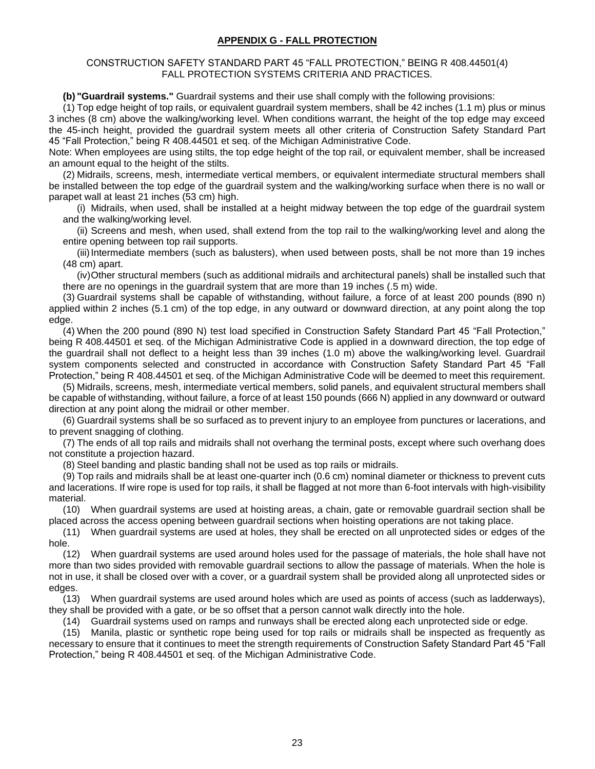# APPENDIX G - FALL PROTECTION

CONSTRUCTION SAFETY STANDARD PART 45 "FALL PROTECTION," BEING R 408.44501(4) FALL PROTECTION SYSTEMS CRITERIA AND PRACTICES.

**(b) "Guardrail systems."** Guardrail systems and their use shall comply with the following provisions:

(1) Top edge height of top rails, or equivalent guardrail system members, shall be 42 inches (1.1 m) plus or minus 3 inches (8 cm) above the walking/working level. When conditions warrant, the height of the top edge may exceed the 45-inch height, provided the guardrail system meets all other criteria of Construction Safety Standard Part 45 "Fall Protection," being R 408.44501 et seq. of the Michigan Administrative Code.

Note: When employees are using stilts, the top edge height of the top rail, or equivalent member, shall be increased an amount equal to the height of the stilts.

(2) Midrails, screens, mesh, intermediate vertical members, or equivalent intermediate structural members shall be installed between the top edge of the guardrail system and the walking/working surface when there is no wall or parapet wall at least 21 inches (53 cm) high.

(i) Midrails, when used, shall be installed at a height midway between the top edge of the guardrail system and the walking/working level.

(ii) Screens and mesh, when used, shall extend from the top rail to the walking/working level and along the entire opening between top rail supports.

(iii) Intermediate members (such as balusters), when used between posts, shall be not more than 19 inches (48 cm) apart.

(iv) Other structural members (such as additional midrails and architectural panels) shall be installed such that there are no openings in the guardrail system that are more than 19 inches (.5 m) wide.

(3) Guardrail systems shall be capable of withstanding, without failure, a force of at least 200 pounds (890 n) applied within 2 inches (5.1 cm) of the top edge, in any outward or downward direction, at any point along the top edge.

(4) When the 200 pound (890 N) test load specified in Construction Safety Standard Part 45 "Fall Protection," being R 408.44501 et seq. of the Michigan Administrative Code is applied in a downward direction, the top edge of the guardrail shall not deflect to a height less than 39 inches (1.0 m) above the walking/working level. Guardrail system components selected and constructed in accordance with Construction Safety Standard Part 45 "Fall Protection," being R 408.44501 et seq. of the Michigan Administrative Code will be deemed to meet this requirement.

(5) Midrails, screens, mesh, intermediate vertical members, solid panels, and equivalent structural members shall be capable of withstanding, without failure, a force of at least 150 pounds (666 N) applied in any downward or outward direction at any point along the midrail or other member.

(6) Guardrail systems shall be so surfaced as to prevent injury to an employee from punctures or lacerations, and to prevent snagging of clothing.

(7) The ends of all top rails and midrails shall not overhang the terminal posts, except where such overhang does not constitute a projection hazard.

(8) Steel banding and plastic banding shall not be used as top rails or midrails.

(9) Top rails and midrails shall be at least one-quarter inch (0.6 cm) nominal diameter or thickness to prevent cuts and lacerations. If wire rope is used for top rails, it shall be flagged at not more than 6-foot intervals with high-visibility material.

(10) When guardrail systems are used at hoisting areas, a chain, gate or removable guardrail section shall be placed across the access opening between guardrail sections when hoisting operations are not taking place.

(11) When guardrail systems are used at holes, they shall be erected on all unprotected sides or edges of the hole.

(12) When guardrail systems are used around holes used for the passage of materials, the hole shall have not more than two sides provided with removable guardrail sections to allow the passage of materials. When the hole is not in use, it shall be closed over with a cover, or a guardrail system shall be provided along all unprotected sides or edges.

(13) When guardrail systems are used around holes which are used as points of access (such as ladderways), they shall be provided with a gate, or be so offset that a person cannot walk directly into the hole.

(14) Guardrail systems used on ramps and runways shall be erected along each unprotected side or edge.

(15) Manila, plastic or synthetic rope being used for top rails or midrails shall be inspected as frequently as necessary to ensure that it continues to meet the strength requirements of Construction Safety Standard Part 45 "Fall Protection," being R 408.44501 et seq. of the Michigan Administrative Code.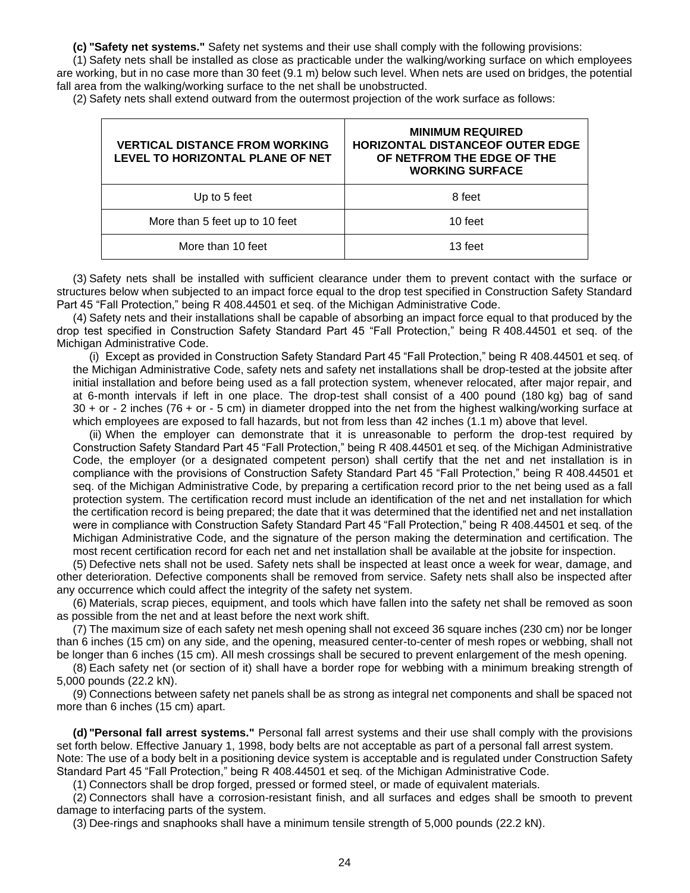**(c) "Safety net systems."** Safety net systems and their use shall comply with the following provisions:

(1) Safety nets shall be installed as close as practicable under the walking/working surface on which employees are working, but in no case more than 30 feet (9.1 m) below such level. When nets are used on bridges, the potential fall area from the walking/working surface to the net shall be unobstructed.

(2) Safety nets shall extend outward from the outermost projection of the work surface as follows:

| VERTICAL DISTANCE FROM WORKING LEVEL TO HORIZONTAL PLANE OF NET | MINIMUM REQUIRED HORIZONTAL DISTANCEOF OUTER EDGE OF NETFROM THE EDGE OF THE WORKING SURFACE |
|---|---|
| Up to 5 feet | 8 feet |
| More than 5 feet up to 10 feet | 10 feet |
| More than 10 feet | 13 feet |

(3) Safety nets shall be installed with sufficient clearance under them to prevent contact with the surface or structures below when subjected to an impact force equal to the drop test specified in Construction Safety Standard Part 45 "Fall Protection," being R 408.44501 et seq. of the Michigan Administrative Code.

(4) Safety nets and their installations shall be capable of absorbing an impact force equal to that produced by the drop test specified in Construction Safety Standard Part 45 "Fall Protection," being R 408.44501 et seq. of the Michigan Administrative Code.

(i) Except as provided in Construction Safety Standard Part 45 "Fall Protection," being R 408.44501 et seq. of the Michigan Administrative Code, safety nets and safety net installations shall be drop-tested at the jobsite after initial installation and before being used as a fall protection system, whenever relocated, after major repair, and at 6-month intervals if left in one place. The drop-test shall consist of a 400 pound (180 kg) bag of sand 30 + or - 2 inches (76 + or - 5 cm) in diameter dropped into the net from the highest walking/working surface at which employees are exposed to fall hazards, but not from less than 42 inches (1.1 m) above that level.

(ii) When the employer can demonstrate that it is unreasonable to perform the drop-test required by Construction Safety Standard Part 45 "Fall Protection," being R 408.44501 et seq. of the Michigan Administrative Code, the employer (or a designated competent person) shall certify that the net and net installation is in compliance with the provisions of Construction Safety Standard Part 45 "Fall Protection," being R 408.44501 et seq. of the Michigan Administrative Code, by preparing a certification record prior to the net being used as a fall protection system. The certification record must include an identification of the net and net installation for which the certification record is being prepared; the date that it was determined that the identified net and net installation were in compliance with Construction Safety Standard Part 45 "Fall Protection," being R 408.44501 et seq. of the Michigan Administrative Code, and the signature of the person making the determination and certification. The most recent certification record for each net and net installation shall be available at the jobsite for inspection.

(5) Defective nets shall not be used. Safety nets shall be inspected at least once a week for wear, damage, and other deterioration. Defective components shall be removed from service. Safety nets shall also be inspected after any occurrence which could affect the integrity of the safety net system.

(6) Materials, scrap pieces, equipment, and tools which have fallen into the safety net shall be removed as soon as possible from the net and at least before the next work shift.

(7) The maximum size of each safety net mesh opening shall not exceed 36 square inches (230 cm) nor be longer than 6 inches (15 cm) on any side, and the opening, measured center-to-center of mesh ropes or webbing, shall not be longer than 6 inches (15 cm). All mesh crossings shall be secured to prevent enlargement of the mesh opening.

(8) Each safety net (or section of it) shall have a border rope for webbing with a minimum breaking strength of 5,000 pounds (22.2 kN).

(9) Connections between safety net panels shall be as strong as integral net components and shall be spaced not more than 6 inches (15 cm) apart.

**(d) "Personal fall arrest systems."** Personal fall arrest systems and their use shall comply with the provisions set forth below. Effective January 1, 1998, body belts are not acceptable as part of a personal fall arrest system. Note: The use of a body belt in a positioning device system is acceptable and is regulated under Construction Safety Standard Part 45 "Fall Protection," being R 408.44501 et seq. of the Michigan Administrative Code.

(1) Connectors shall be drop forged, pressed or formed steel, or made of equivalent materials.

(2) Connectors shall have a corrosion-resistant finish, and all surfaces and edges shall be smooth to prevent damage to interfacing parts of the system.

(3) Dee-rings and snaphooks shall have a minimum tensile strength of 5,000 pounds (22.2 kN).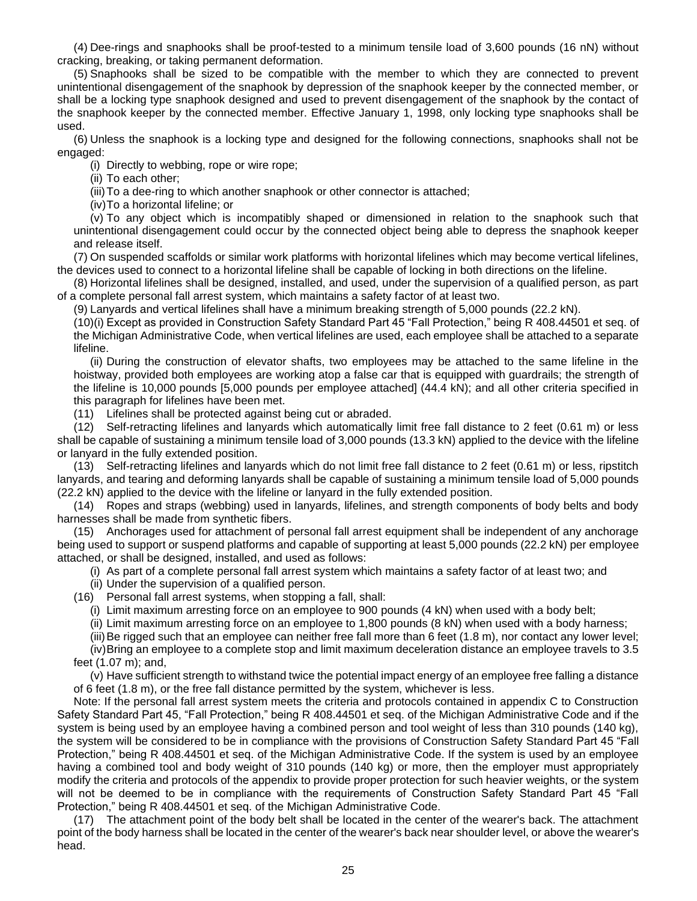(4) Dee-rings and snaphooks shall be proof-tested to a minimum tensile load of 3,600 pounds (16 nN) without cracking, breaking, or taking permanent deformation.

(5) Snaphooks shall be sized to be compatible with the member to which they are connected to prevent unintentional disengagement of the snaphook by depression of the snaphook keeper by the connected member, or shall be a locking type snaphook designed and used to prevent disengagement of the snaphook by the contact of the snaphook keeper by the connected member. Effective January 1, 1998, only locking type snaphooks shall be used.

(6) Unless the snaphook is a locking type and designed for the following connections, snaphooks shall not be engaged:

(i) Directly to webbing, rope or wire rope;

(ii) To each other;

(iii) To a dee-ring to which another snaphook or other connector is attached;

(iv) To a horizontal lifeline; or

(v) To any object which is incompatibly shaped or dimensioned in relation to the snaphook such that unintentional disengagement could occur by the connected object being able to depress the snaphook keeper and release itself.

(7) On suspended scaffolds or similar work platforms with horizontal lifelines which may become vertical lifelines, the devices used to connect to a horizontal lifeline shall be capable of locking in both directions on the lifeline.

(8) Horizontal lifelines shall be designed, installed, and used, under the supervision of a qualified person, as part of a complete personal fall arrest system, which maintains a safety factor of at least two.

(9) Lanyards and vertical lifelines shall have a minimum breaking strength of 5,000 pounds (22.2 kN).

(10)(i) Except as provided in Construction Safety Standard Part 45 “Fall Protection,” being R 408.44501 et seq. of the Michigan Administrative Code, when vertical lifelines are used, each employee shall be attached to a separate lifeline.

(ii) During the construction of elevator shafts, two employees may be attached to the same lifeline in the hoistway, provided both employees are working atop a false car that is equipped with guardrails; the strength of the lifeline is 10,000 pounds [5,000 pounds per employee attached] (44.4 kN); and all other criteria specified in this paragraph for lifelines have been met.

(11) Lifelines shall be protected against being cut or abraded.

(12) Self-retracting lifelines and lanyards which automatically limit free fall distance to 2 feet (0.61 m) or less shall be capable of sustaining a minimum tensile load of 3,000 pounds (13.3 kN) applied to the device with the lifeline or lanyard in the fully extended position.

(13) Self-retracting lifelines and lanyards which do not limit free fall distance to 2 feet (0.61 m) or less, ripstitch lanyards, and tearing and deforming lanyards shall be capable of sustaining a minimum tensile load of 5,000 pounds (22.2 kN) applied to the device with the lifeline or lanyard in the fully extended position.

(14) Ropes and straps (webbing) used in lanyards, lifelines, and strength components of body belts and body harnesses shall be made from synthetic fibers.

(15) Anchorages used for attachment of personal fall arrest equipment shall be independent of any anchorage being used to support or suspend platforms and capable of supporting at least 5,000 pounds (22.2 kN) per employee attached, or shall be designed, installed, and used as follows:

(i) As part of a complete personal fall arrest system which maintains a safety factor of at least two; and

(ii) Under the supervision of a qualified person.

(16) Personal fall arrest systems, when stopping a fall, shall:

(i) Limit maximum arresting force on an employee to 900 pounds (4 kN) when used with a body belt;

(ii) Limit maximum arresting force on an employee to 1,800 pounds (8 kN) when used with a body harness;

(iii) Be rigged such that an employee can neither free fall more than 6 feet (1.8 m), nor contact any lower level;

(iv) Bring an employee to a complete stop and limit maximum deceleration distance an employee travels to 3.5 feet (1.07 m); and,

(v) Have sufficient strength to withstand twice the potential impact energy of an employee free falling a distance of 6 feet (1.8 m), or the free fall distance permitted by the system, whichever is less.

Note: If the personal fall arrest system meets the criteria and protocols contained in appendix C to Construction Safety Standard Part 45, “Fall Protection,” being R 408.44501 et seq. of the Michigan Administrative Code and if the system is being used by an employee having a combined person and tool weight of less than 310 pounds (140 kg), the system will be considered to be in compliance with the provisions of Construction Safety Standard Part 45 “Fall Protection,” being R 408.44501 et seq. of the Michigan Administrative Code. If the system is used by an employee having a combined tool and body weight of 310 pounds (140 kg) or more, then the employer must appropriately modify the criteria and protocols of the appendix to provide proper protection for such heavier weights, or the system will not be deemed to be in compliance with the requirements of Construction Safety Standard Part 45 “Fall Protection,” being R 408.44501 et seq. of the Michigan Administrative Code.

(17) The attachment point of the body belt shall be located in the center of the wearer's back. The attachment point of the body harness shall be located in the center of the wearer's back near shoulder level, or above the wearer's head.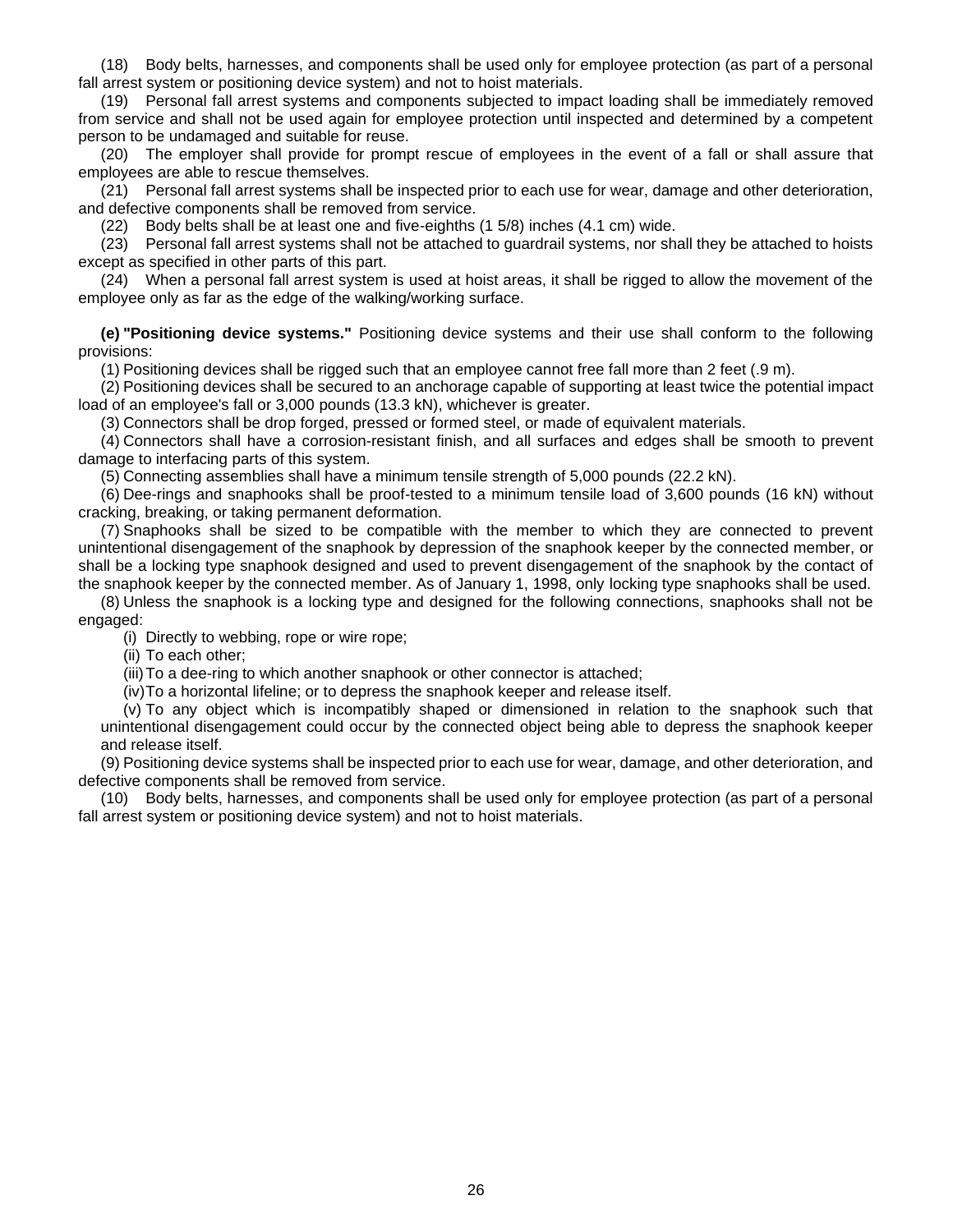(18) Body belts, harnesses, and components shall be used only for employee protection (as part of a personal fall arrest system or positioning device system) and not to hoist materials.

(19) Personal fall arrest systems and components subjected to impact loading shall be immediately removed from service and shall not be used again for employee protection until inspected and determined by a competent person to be undamaged and suitable for reuse.

(20) The employer shall provide for prompt rescue of employees in the event of a fall or shall assure that employees are able to rescue themselves.

(21) Personal fall arrest systems shall be inspected prior to each use for wear, damage and other deterioration, and defective components shall be removed from service.

(22) Body belts shall be at least one and five-eighths (1 5/8) inches (4.1 cm) wide.

(23) Personal fall arrest systems shall not be attached to guardrail systems, nor shall they be attached to hoists except as specified in other parts of this part.

(24) When a personal fall arrest system is used at hoist areas, it shall be rigged to allow the movement of the employee only as far as the edge of the walking/working surface.

**(e) "Positioning device systems."** Positioning device systems and their use shall conform to the following provisions:

(1) Positioning devices shall be rigged such that an employee cannot free fall more than 2 feet (.9 m).

(2) Positioning devices shall be secured to an anchorage capable of supporting at least twice the potential impact load of an employee's fall or 3,000 pounds (13.3 kN), whichever is greater.

(3) Connectors shall be drop forged, pressed or formed steel, or made of equivalent materials.

(4) Connectors shall have a corrosion-resistant finish, and all surfaces and edges shall be smooth to prevent damage to interfacing parts of this system.

(5) Connecting assemblies shall have a minimum tensile strength of 5,000 pounds (22.2 kN).

(6) Dee-rings and snaphooks shall be proof-tested to a minimum tensile load of 3,600 pounds (16 kN) without cracking, breaking, or taking permanent deformation.

(7) Snaphooks shall be sized to be compatible with the member to which they are connected to prevent unintentional disengagement of the snaphook by depression of the snaphook keeper by the connected member, or shall be a locking type snaphook designed and used to prevent disengagement of the snaphook by the contact of the snaphook keeper by the connected member. As of January 1, 1998, only locking type snaphooks shall be used.

(8) Unless the snaphook is a locking type and designed for the following connections, snaphooks shall not be engaged:

(i) Directly to webbing, rope or wire rope;

(ii) To each other;

(iii) To a dee-ring to which another snaphook or other connector is attached;

(iv) To a horizontal lifeline; or to depress the snaphook keeper and release itself.

(v) To any object which is incompatibly shaped or dimensioned in relation to the snaphook such that unintentional disengagement could occur by the connected object being able to depress the snaphook keeper and release itself.

(9) Positioning device systems shall be inspected prior to each use for wear, damage, and other deterioration, and defective components shall be removed from service.

(10) Body belts, harnesses, and components shall be used only for employee protection (as part of a personal fall arrest system or positioning device system) and not to hoist materials.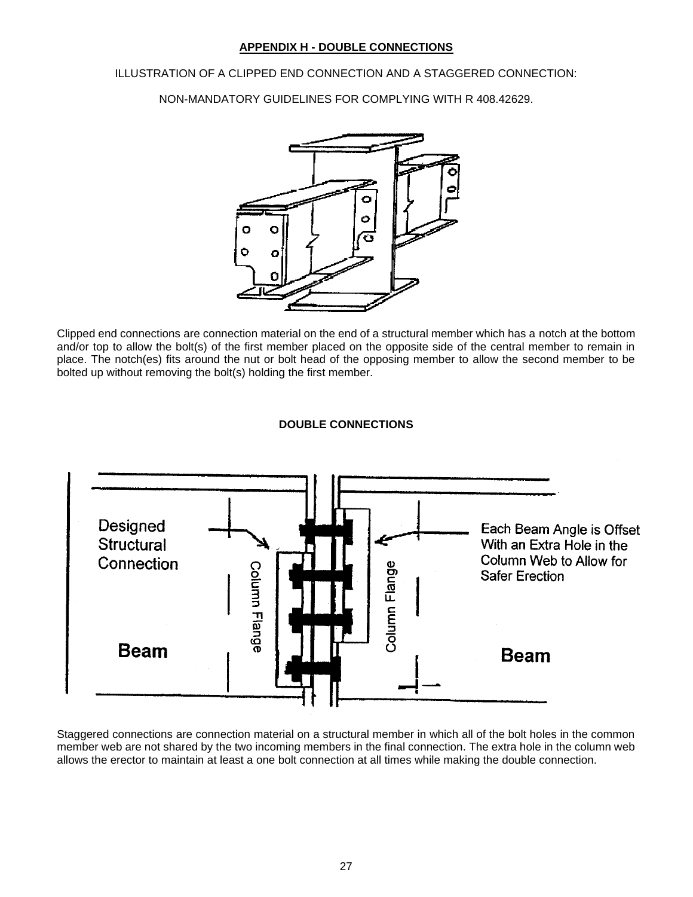## APPENDIX H - DOUBLE CONNECTIONS

ILLUSTRATION OF A CLIPPED END CONNECTION AND A STAGGERED CONNECTION:

NON-MANDATORY GUIDELINES FOR COMPLYING WITH R 408.42629.

Clipped end connections are connection material on the end of a structural member which has a notch at the bottom and/or top to allow the bolt(s) of the first member placed on the opposite side of the central member to remain in place. The notch(es) fits around the nut or bolt head of the opposing member to allow the second member to be bolted up without removing the bolt(s) holding the first member.

### DOUBLE CONNECTIONS

Designed Structural Connection

Column Flange

Column Flange

Each Beam Angle is Offset With an Extra Hole in the Column Web to Allow for Safer Erection

Beam

Beam

Staggered connections are connection material on a structural member in which all of the bolt holes in the common member web are not shared by the two incoming members in the final connection. The extra hole in the column web allows the erector to maintain at least a one bolt connection at all times while making the double connection.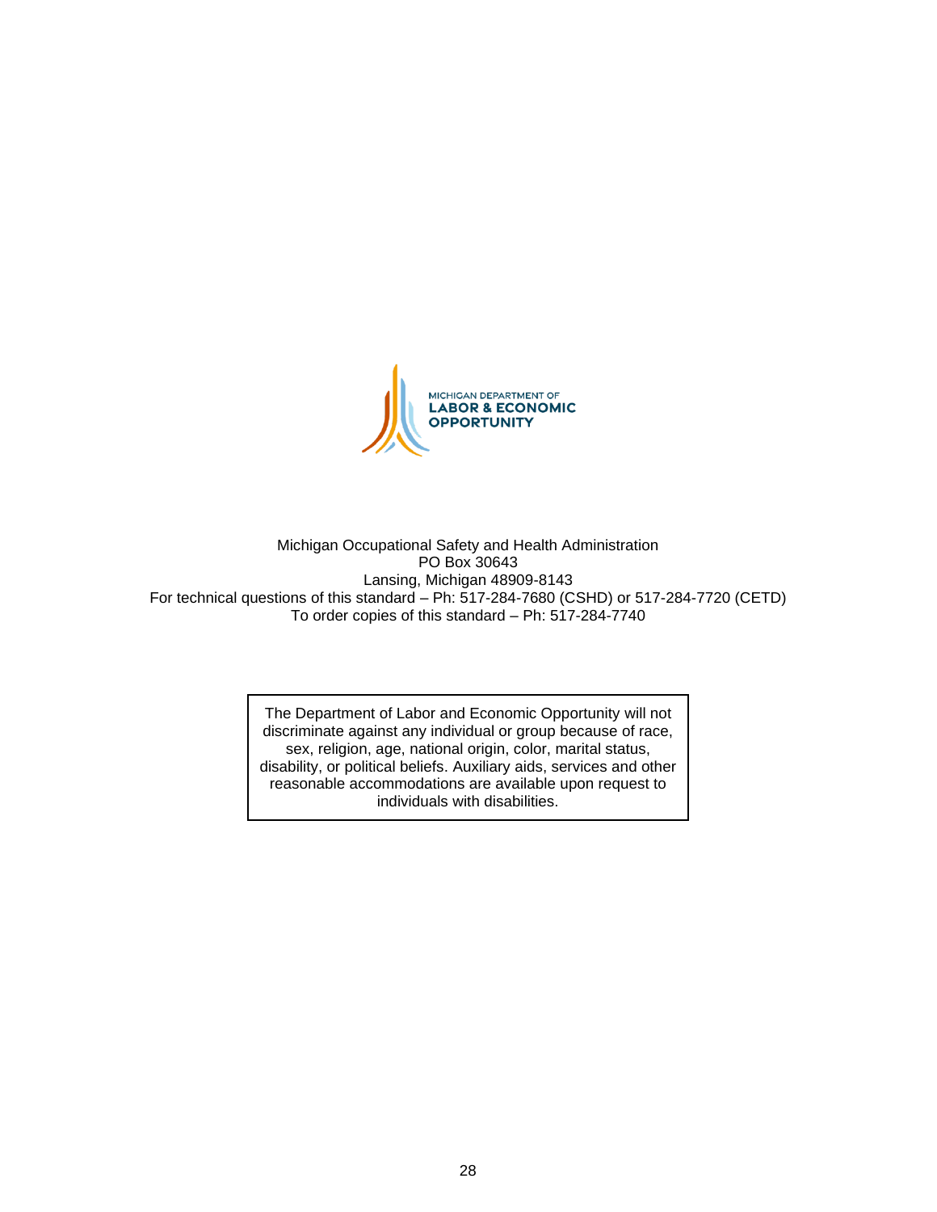MICHIGAN DEPARTMENT OF
LABOR & ECONOMIC
OPPORTUNITY

Michigan Occupational Safety and Health Administration
PO Box 30643
Lansing, Michigan 48909-8143
For technical questions of this standard – Ph: 517-284-7680 (CSHD) or 517-284-7720 (CETD)
To order copies of this standard – Ph: 517-284-7740

The Department of Labor and Economic Opportunity will not discriminate against any individual or group because of race, sex, religion, age, national origin, color, marital status, disability, or political beliefs. Auxiliary aids, services and other reasonable accommodations are available upon request to individuals with disabilities.